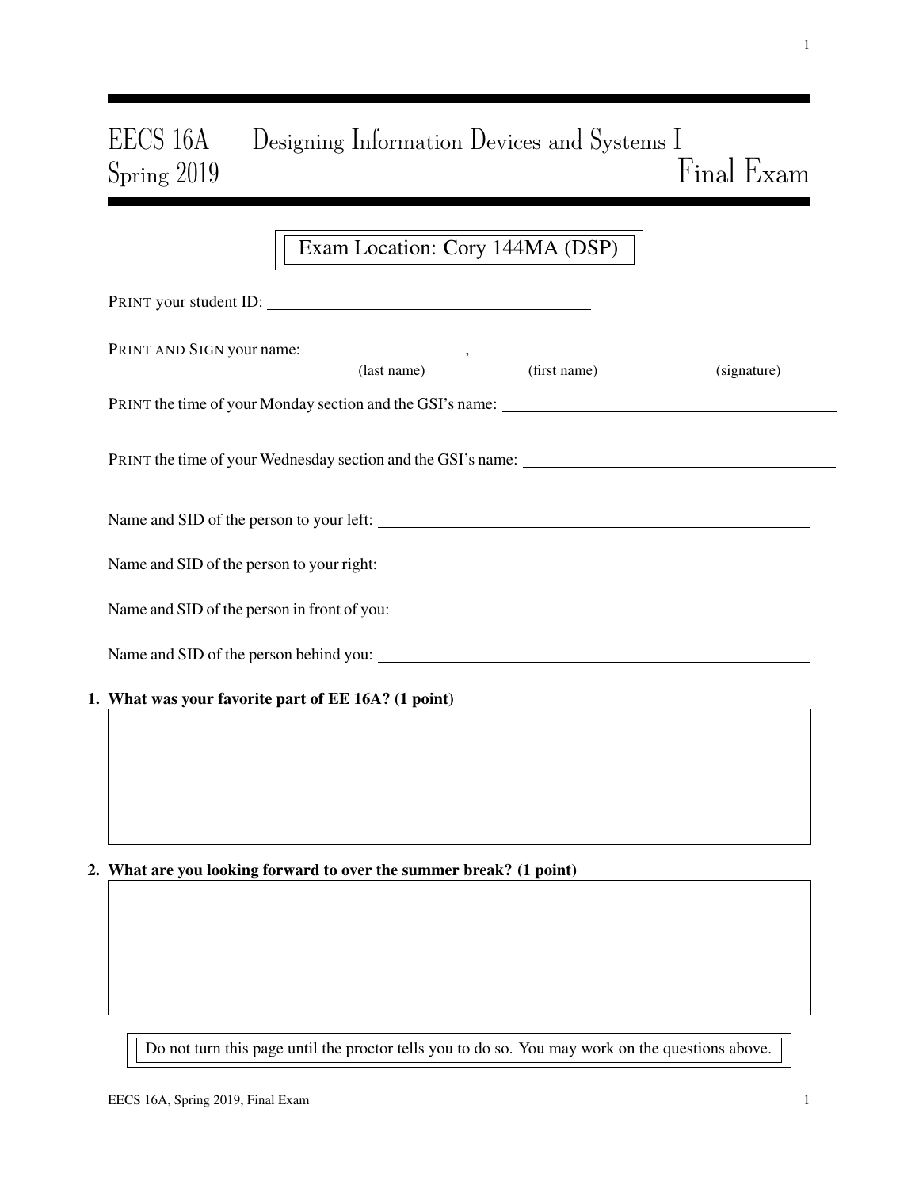# EECS 16A Designing Information Devices and Systems I
## Spring 2019 Final Exam

Exam Location: Cory 144MA (DSP)

PRINT your student ID: ________________________________

PRINT AND SIGN your name: ______________, ______________ ______________
(last name) (first name) (signature)

PRINT the time of your Monday section and the GSI's name: ________________________________

PRINT the time of your Wednesday section and the GSI's name: ________________________________

Name and SID of the person to your left: ________________________________

Name and SID of the person to your right: ________________________________

Name and SID of the person in front of you: ________________________________

Name and SID of the person behind you: ________________________________

**1. What was your favorite part of EE 16A? (1 point)**

**2. What are you looking forward to over the summer break? (1 point)**

Do not turn this page until the proctor tells you to do so. You may work on the questions above.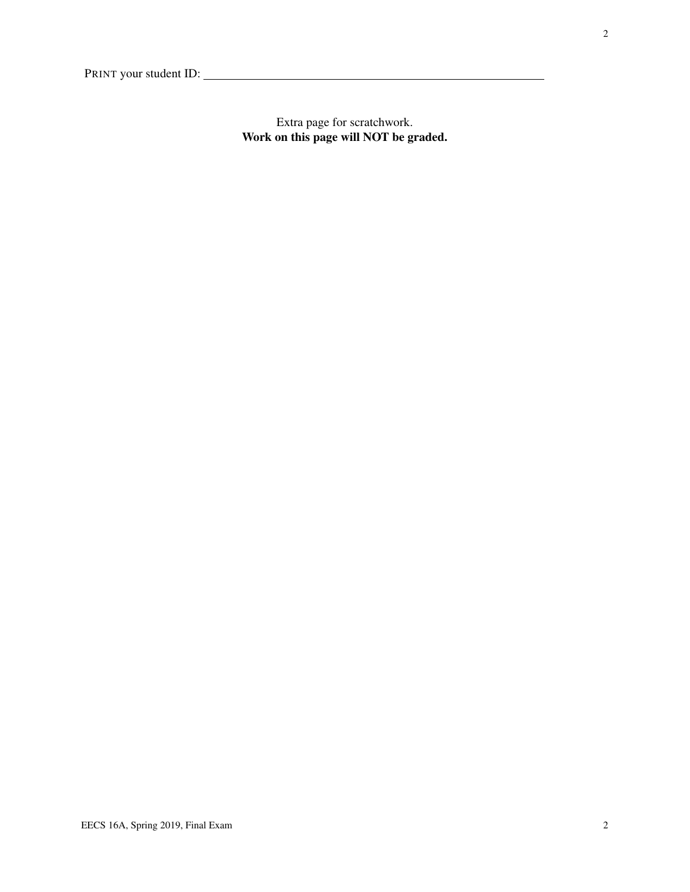PRINT your student ID: ________________________________________________

Extra page for scratchwork.
**Work on this page will NOT be graded.**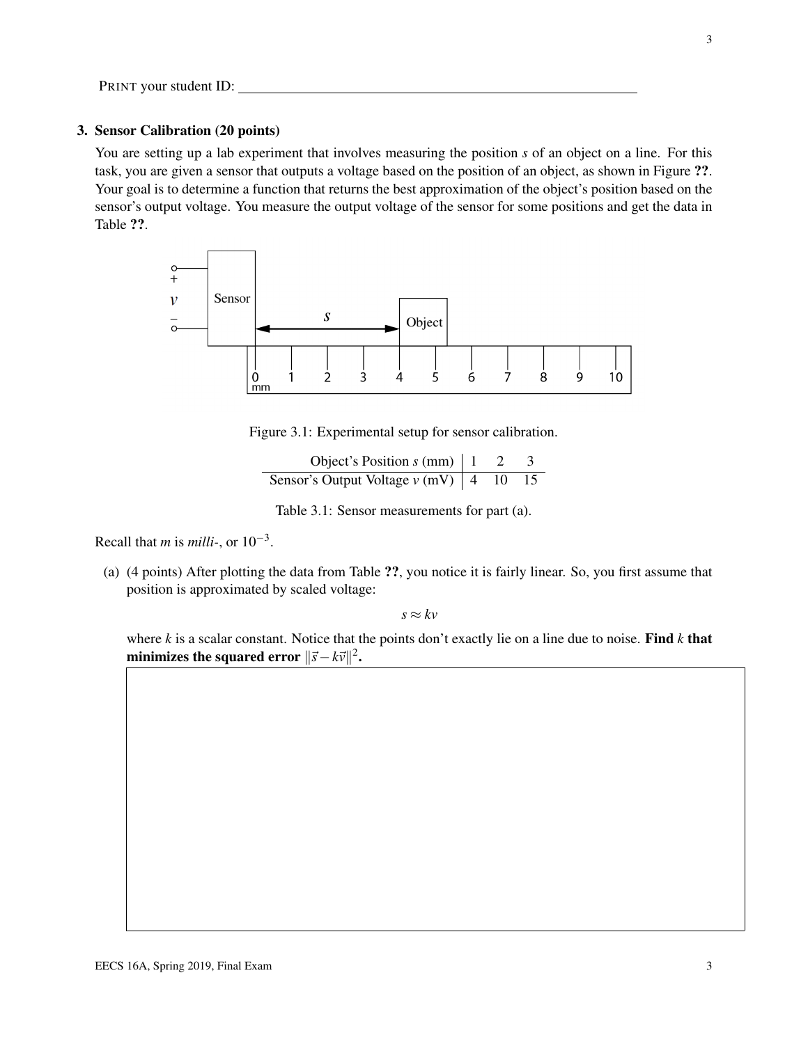PRINT your student ID: \_\_\_\_\_\_\_\_\_\_\_\_\_\_\_\_\_\_\_\_\_\_\_\_\_\_\_\_\_\_\_\_\_\_\_\_

### 3. Sensor Calibration (20 points)

You are setting up a lab experiment that involves measuring the position $s$ of an object on a line. For this task, you are given a sensor that outputs a voltage based on the position of an object, as shown in Figure **??**. Your goal is to determine a function that returns the best approximation of the object's position based on the sensor's output voltage. You measure the output voltage of the sensor for some positions and get the data in Table **??**.

Figure 3.1: Experimental setup for sensor calibration.

| Object's Position $s$ (mm) | 1 | 2 | 3 |
|---|---|---|---|
| Sensor's Output Voltage $v$ (mV) | 4 | 10 | 15 |

Table 3.1: Sensor measurements for part (a).

Recall that $m$ is *milli*-, or $10^{-3}$.

(a) (4 points) After plotting the data from Table **??**, you notice it is fairly linear. So, you first assume that position is approximated by scaled voltage:

$$s \approx kv$$

where $k$ is a scalar constant. Notice that the points don't exactly lie on a line due to noise. **Find $k$ that minimizes the squared error $\|\vec{s} - k\vec{v}\|^2$.**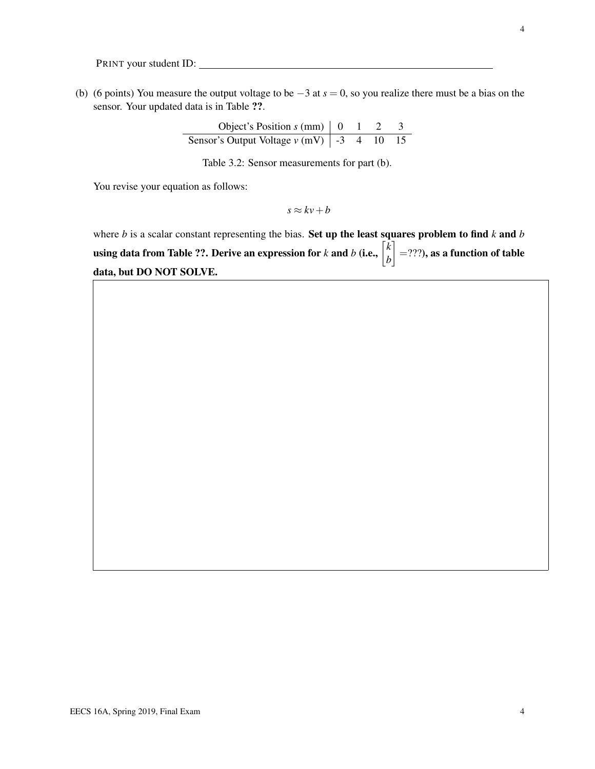PRINT your student ID: ____________________

(b) (6 points) You measure the output voltage to be $-3$ at $s = 0$, so you realize there must be a bias on the sensor. Your updated data is in Table ??.

| Object's Position $s$ (mm) | 0 | 1 | 2 | 3 |
|---|---|---|---|---|
| Sensor's Output Voltage $v$ (mV) | -3 | 4 | 10 | 15 |

Table 3.2: Sensor measurements for part (b).

You revise your equation as follows:

$$s \approx kv + b$$

where $b$ is a scalar constant representing the bias. **Set up the least squares problem to find $k$ and $b$ using data from Table ??. Derive an expression for $k$ and $b$ (i.e., $\begin{bmatrix} k \\ b \end{bmatrix} = ???$), as a function of table data, but DO NOT SOLVE.**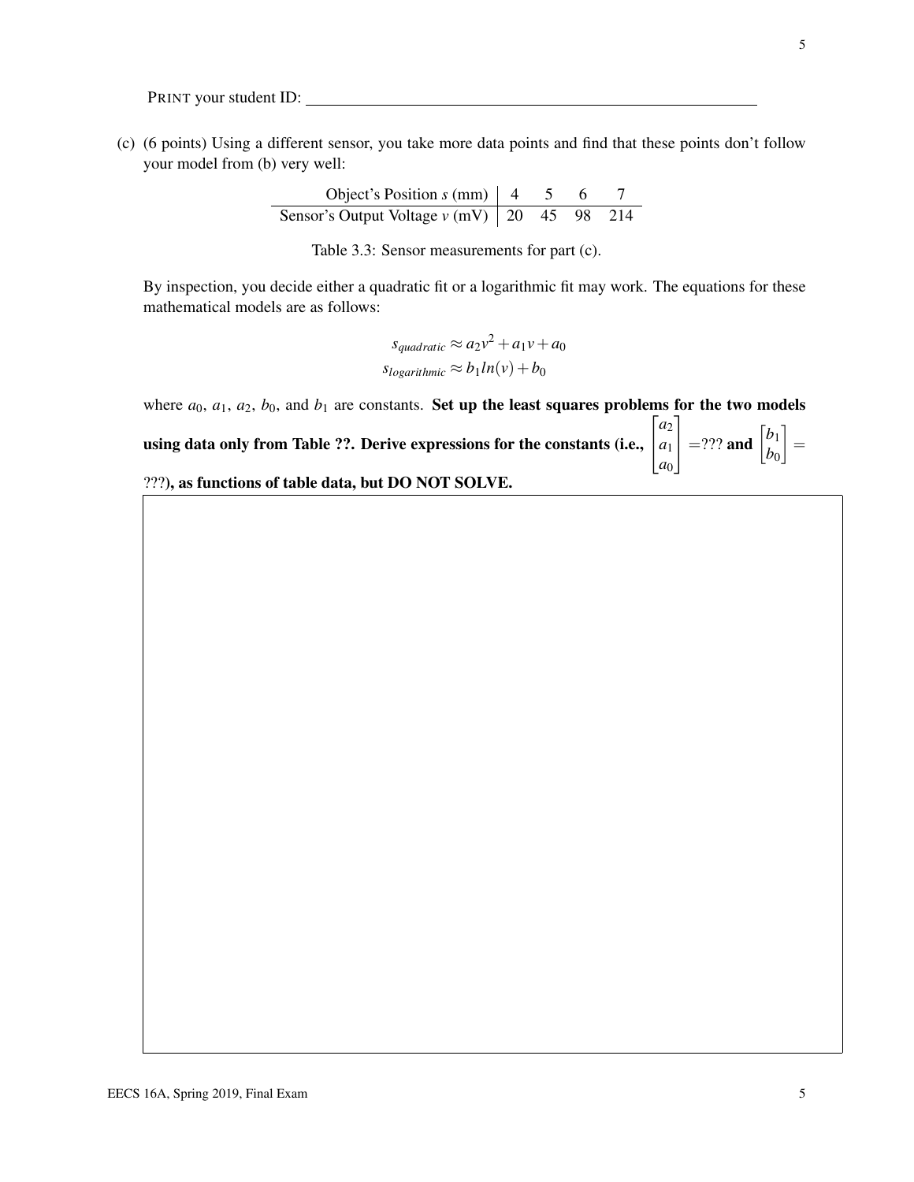PRINT your student ID: ______________________________

(c) (6 points) Using a different sensor, you take more data points and find that these points don't follow your model from (b) very well:

| Object's Position $s$ (mm) | 4 | 5 | 6 | 7 |
|---|---|---|---|---|
| Sensor's Output Voltage $v$ (mV) | 20 | 45 | 98 | 214 |

Table 3.3: Sensor measurements for part (c).

By inspection, you decide either a quadratic fit or a logarithmic fit may work. The equations for these mathematical models are as follows:

$$s_{quadratic} \approx a_2 v^2 + a_1 v + a_0$$
$$s_{logarithmic} \approx b_1 ln(v) + b_0$$

where $a_0$, $a_1$, $a_2$, $b_0$, and $b_1$ are constants. **Set up the least squares problems for the two models using data only from Table ??. Derive expressions for the constants (i.e., $\begin{bmatrix} a_2 \\ a_1 \\ a_0 \end{bmatrix}$ =??? and $\begin{bmatrix} b_1 \\ b_0 \end{bmatrix}$ = ???), as functions of table data, but DO NOT SOLVE.**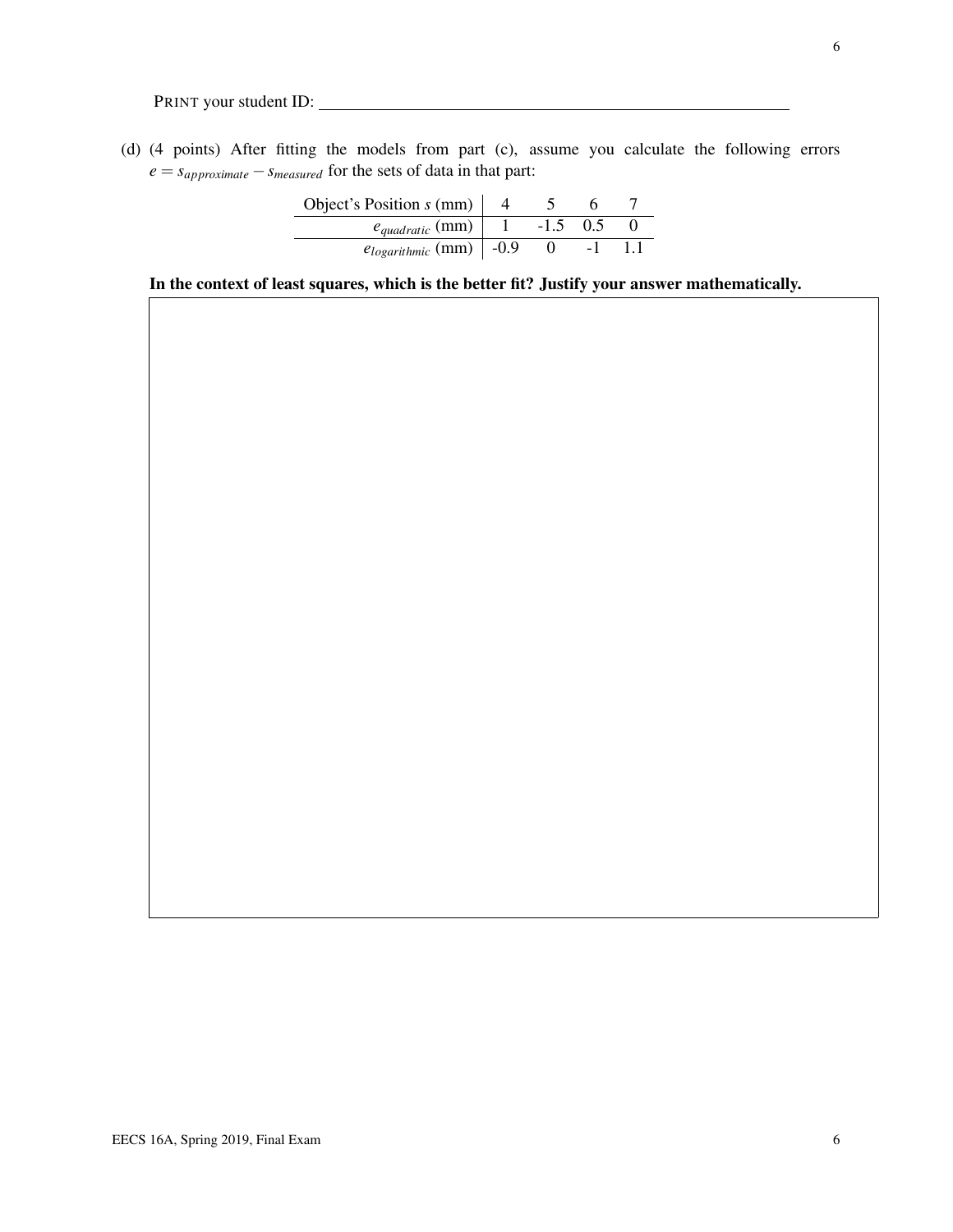PRINT your student ID: \_\_\_\_\_\_\_\_\_\_\_\_\_\_\_\_\_\_\_\_\_\_\_\_\_\_\_\_\_\_\_\_

(d) (4 points) After fitting the models from part (c), assume you calculate the following errors $e = s_{approximate} - s_{measured}$ for the sets of data in that part:

| Object's Position $s$ (mm) | 4 | 5 | 6 | 7 |
|---|---|---|---|---|
| $e_{quadratic}$ (mm) | 1 | -1.5 | 0.5 | 0 |
| $e_{logarithmic}$ (mm) | -0.9 | 0 | -1 | 1.1 |

**In the context of least squares, which is the better fit? Justify your answer mathematically.**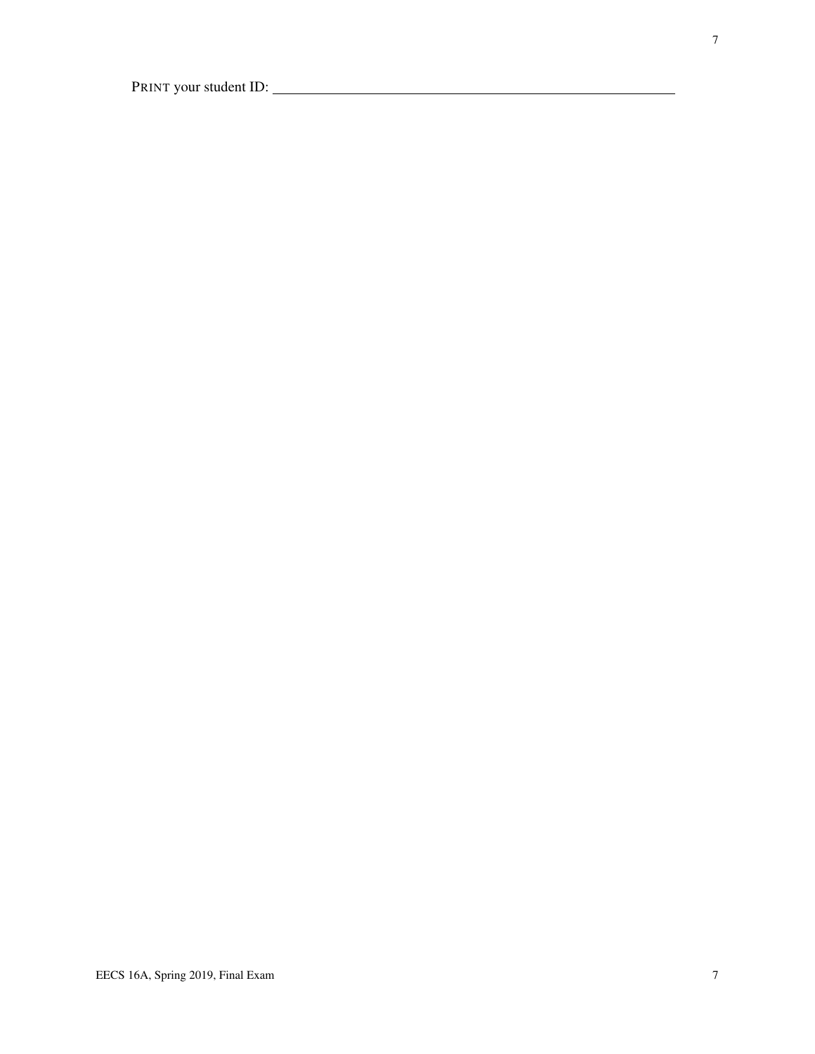PRINT your student ID: ____________________________________________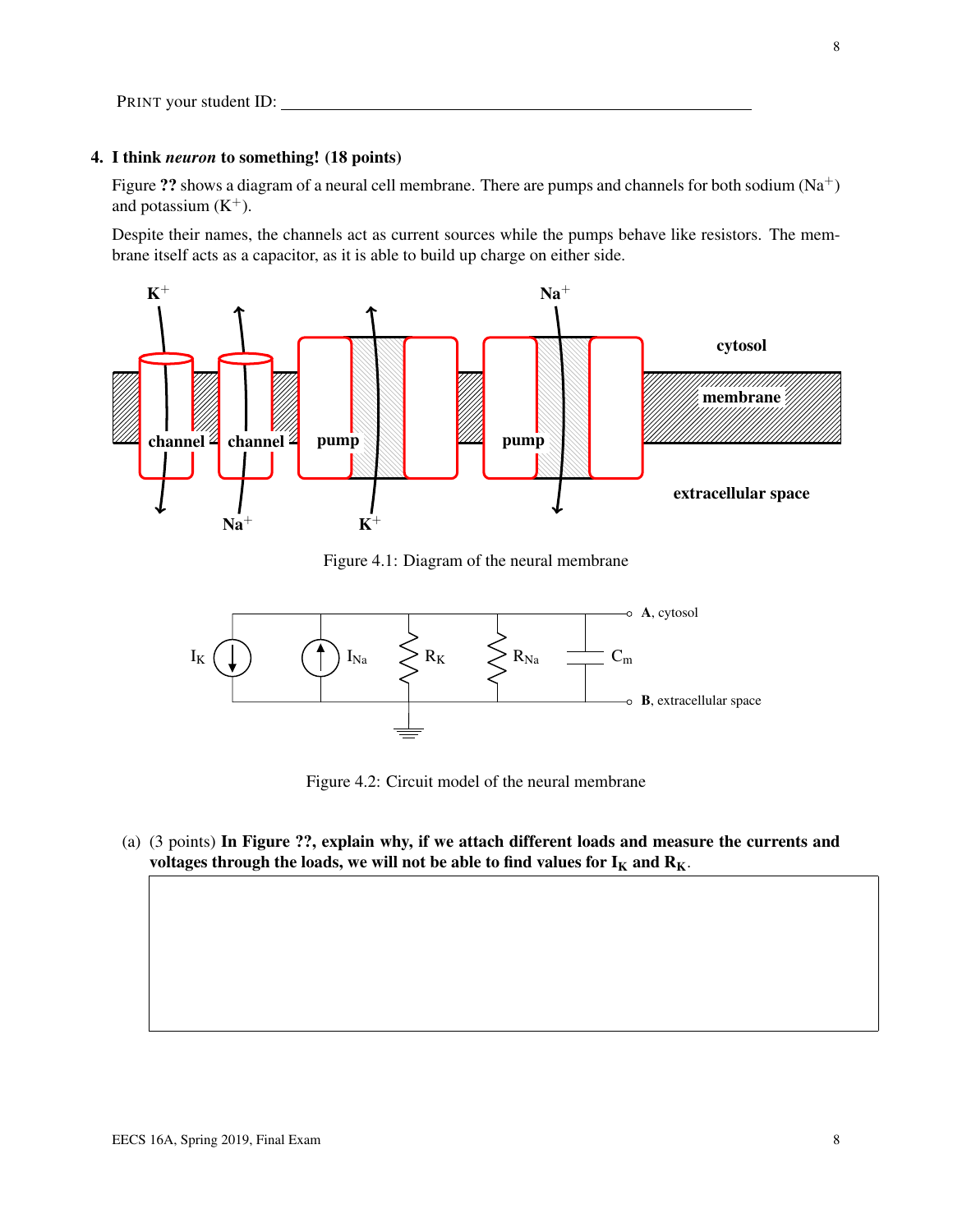PRINT your student ID: \_\_\_\_\_\_\_\_\_\_\_\_\_\_\_\_\_\_\_\_\_\_\_\_\_\_\_\_\_\_\_\_\_\_\_\_\_\_\_\_\_\_

## 4. I think *neuron* to something! (18 points)

Figure **??** shows a diagram of a neural cell membrane. There are pumps and channels for both sodium ($Na^+$) and potassium ($K^+$).

Despite their names, the channels act as current sources while the pumps behave like resistors. The membrane itself acts as a capacitor, as it is able to build up charge on either side.

Figure 4.1: Diagram of the neural membrane

Figure 4.2: Circuit model of the neural membrane

(a) (3 points) **In Figure ??, explain why, if we attach different loads and measure the currents and voltages through the loads, we will not be able to find values for $I_K$ and $R_K$.**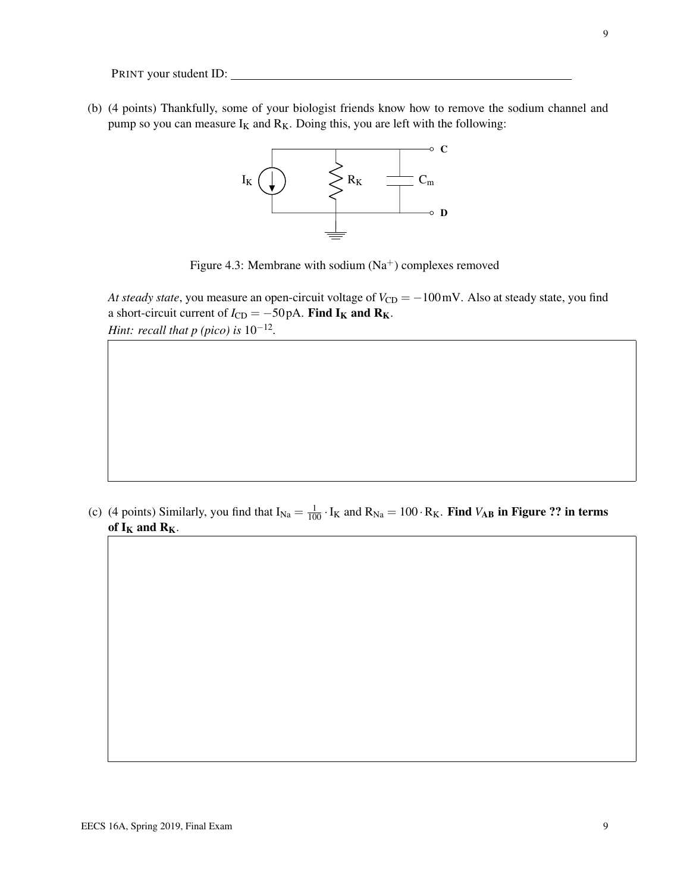PRINT your student ID: ___________________________________________

(b) (4 points) Thankfully, some of your biologist friends know how to remove the sodium channel and pump so you can measure $I_K$ and $R_K$. Doing this, you are left with the following:

Figure 4.3: Membrane with sodium ($Na^+$) complexes removed

*At steady state*, you measure an open-circuit voltage of $V_{CD} = -100\,\text{mV}$. Also at steady state, you find a short-circuit current of $I_{CD} = -50\,\text{pA}$. **Find $I_K$ and $R_K$.**

*Hint: recall that p (pico) is* $10^{-12}$.

(c) (4 points) Similarly, you find that $I_{Na} = \frac{1}{100} \cdot I_K$ and $R_{Na} = 100 \cdot R_K$. **Find $V_{AB}$ in Figure ?? in terms of $I_K$ and $R_K$.**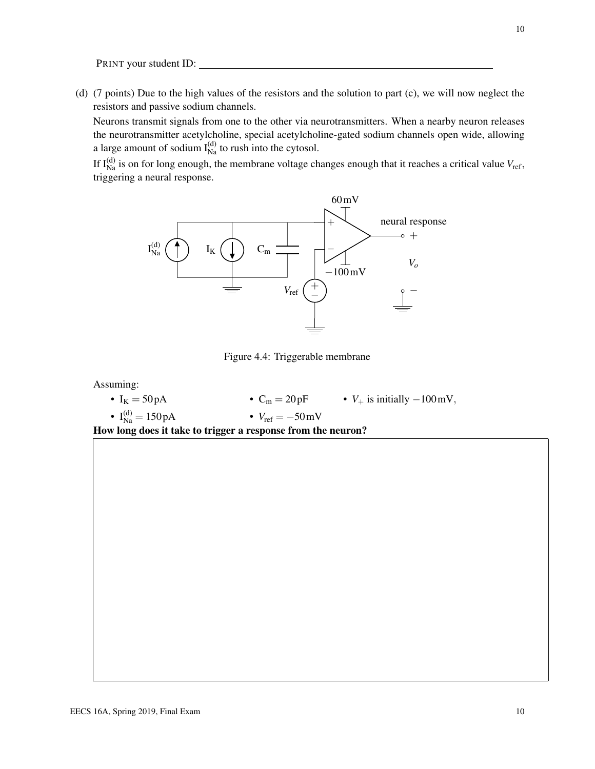PRINT your student ID: ______________________________

(d) (7 points) Due to the high values of the resistors and the solution to part (c), we will now neglect the resistors and passive sodium channels.

Neurons transmit signals from one to the other via neurotransmitters. When a nearby neuron releases the neurotransmitter acetylcholine, special acetylcholine-gated sodium channels open wide, allowing a large amount of sodium $I_{Na}^{(d)}$ to rush into the cytosol.

If $I_{Na}^{(d)}$ is on for long enough, the membrane voltage changes enough that it reaches a critical value $V_{ref}$, triggering a neural response.

Figure 4.4: Triggerable membrane

Assuming:

- $I_K = 50\,\text{pA}$
- $C_m = 20\,\text{pF}$
- $V_+$ is initially $-100\,\text{mV}$,
- $I_{Na}^{(d)} = 150\,\text{pA}$
- $V_{ref} = -50\,\text{mV}$

**How long does it take to trigger a response from the neuron?**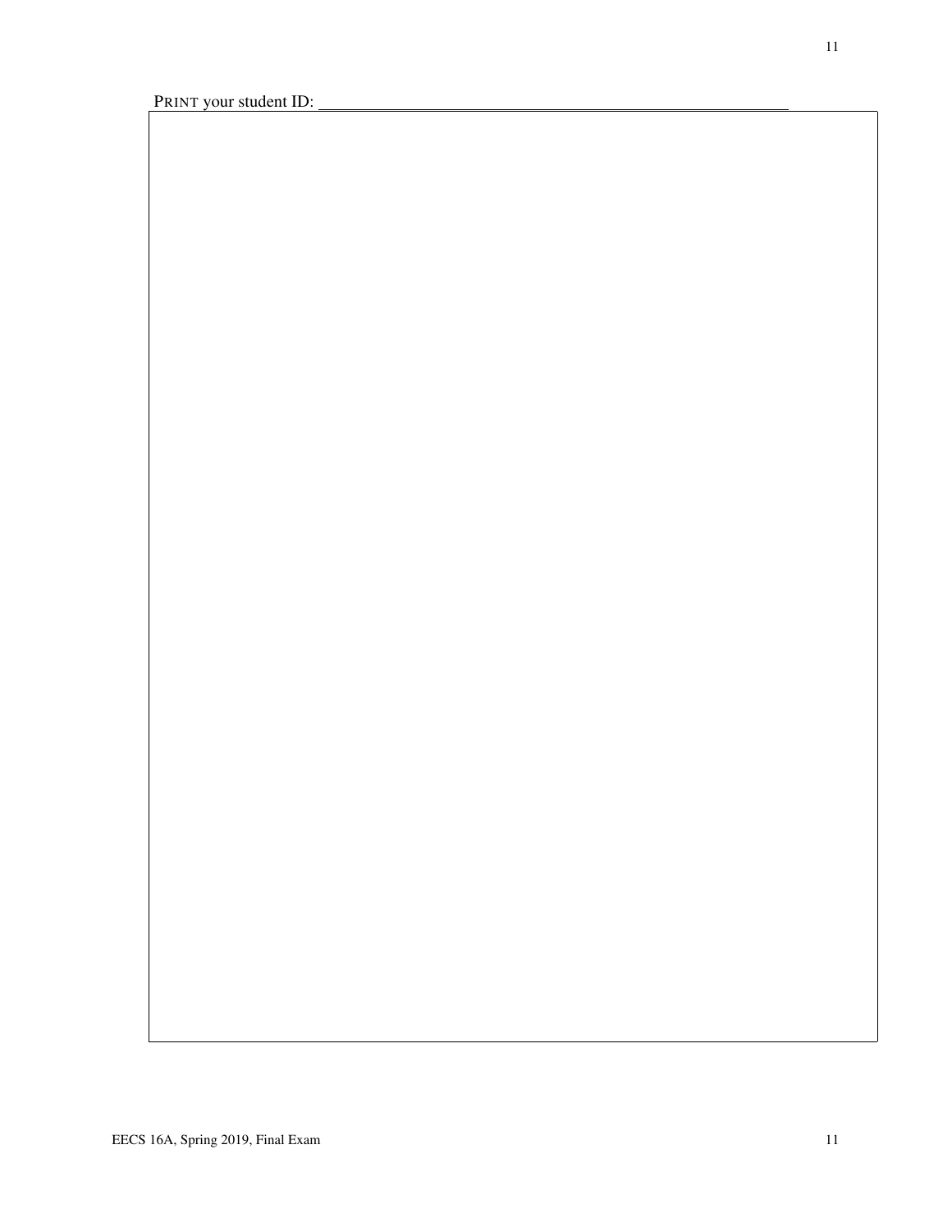PRINT your student ID: \_\_\_\_\_\_\_\_\_\_\_\_\_\_\_\_\_\_\_\_\_\_\_\_\_\_\_\_\_\_\_\_\_\_\_\_\_\_\_\_\_\_\_\_\_\_\_\_\_\_\_\_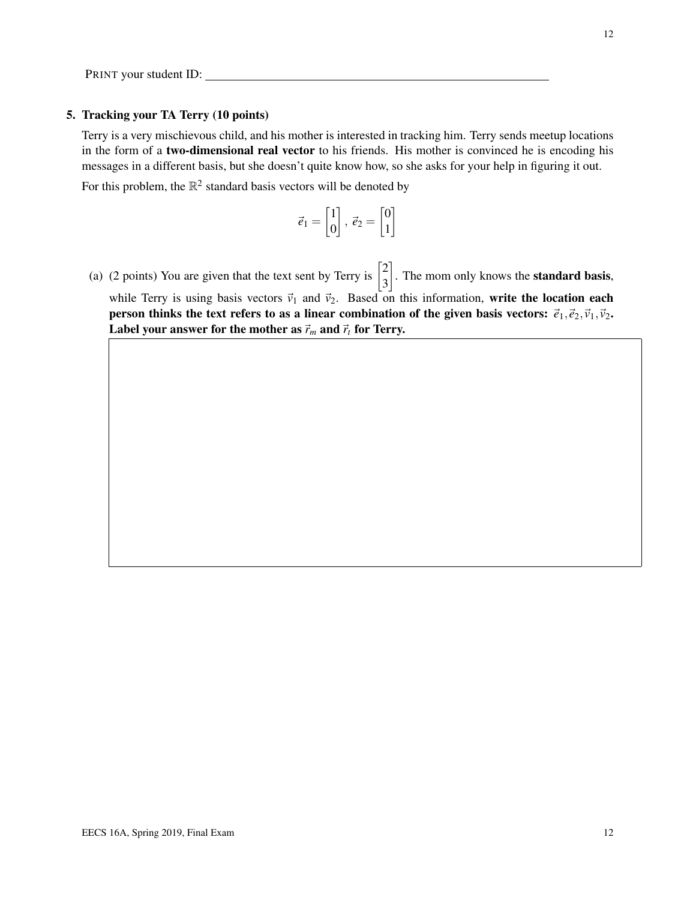PRINT your student ID: ______________________________

## 5. Tracking your TA Terry (10 points)

Terry is a very mischievous child, and his mother is interested in tracking him. Terry sends meetup locations in the form of a **two-dimensional real vector** to his friends. His mother is convinced he is encoding his messages in a different basis, but she doesn't quite know how, so she asks for your help in figuring it out.

For this problem, the $\mathbb{R}^2$ standard basis vectors will be denoted by

$$\vec{e}_1 = \begin{bmatrix} 1 \\ 0 \end{bmatrix},\ \vec{e}_2 = \begin{bmatrix} 0 \\ 1 \end{bmatrix}$$

(a) (2 points) You are given that the text sent by Terry is $\begin{bmatrix} 2 \\ 3 \end{bmatrix}$. The mom only knows the **standard basis**, while Terry is using basis vectors $\vec{v}_1$ and $\vec{v}_2$. Based on this information, **write the location each person thinks the text refers to as a linear combination of the given basis vectors: $\vec{e}_1, \vec{e}_2, \vec{v}_1, \vec{v}_2$. Label your answer for the mother as $\vec{r}_m$ and $\vec{r}_t$ for Terry.**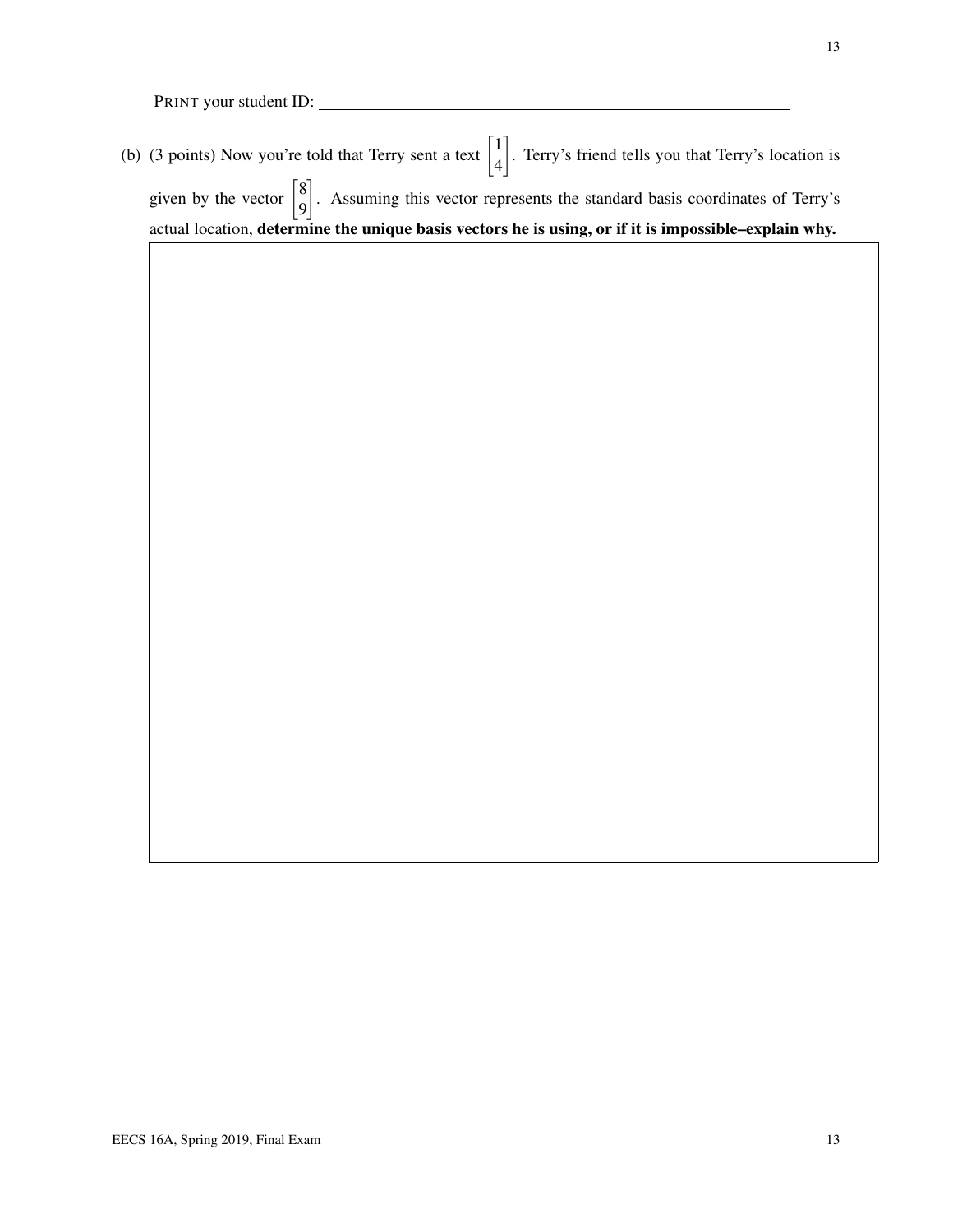PRINT your student ID: ____________________

(b) (3 points) Now you're told that Terry sent a text $\begin{bmatrix} 1 \\ 4 \end{bmatrix}$. Terry's friend tells you that Terry's location is given by the vector $\begin{bmatrix} 8 \\ 9 \end{bmatrix}$. Assuming this vector represents the standard basis coordinates of Terry's actual location, **determine the unique basis vectors he is using, or if it is impossible–explain why.**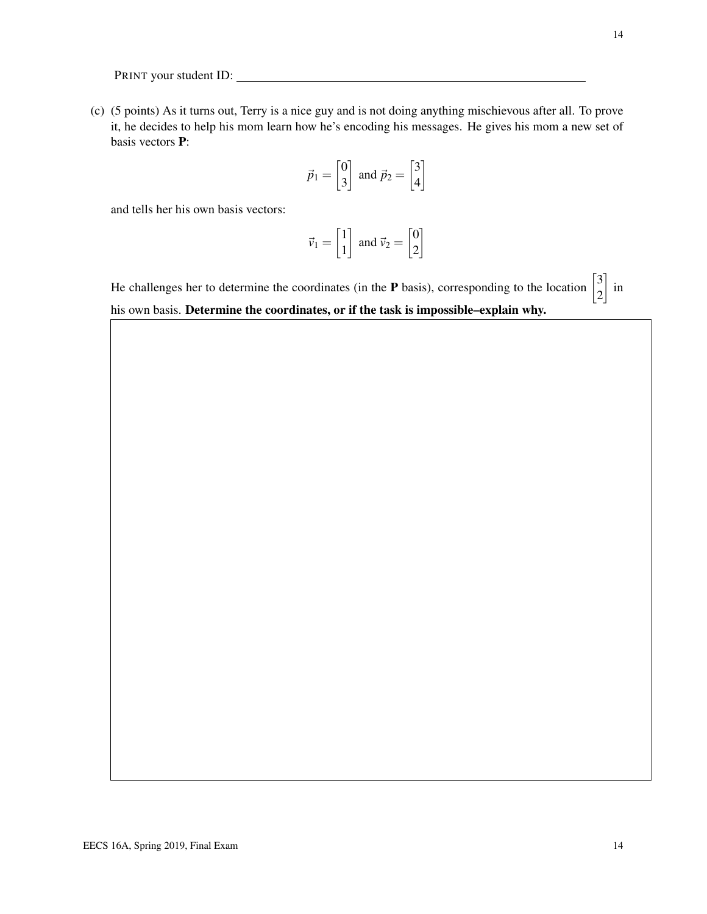PRINT your student ID: \_\_\_\_\_\_\_\_\_\_\_\_\_\_\_\_\_\_\_\_\_\_\_\_\_\_\_\_\_\_

(c) (5 points) As it turns out, Terry is a nice guy and is not doing anything mischievous after all. To prove it, he decides to help his mom learn how he's encoding his messages. He gives his mom a new set of basis vectors **P**:

$$\vec{p}_1 = \begin{bmatrix} 0 \\ 3 \end{bmatrix} \text{ and } \vec{p}_2 = \begin{bmatrix} 3 \\ 4 \end{bmatrix}$$

and tells her his own basis vectors:

$$\vec{v}_1 = \begin{bmatrix} 1 \\ 1 \end{bmatrix} \text{ and } \vec{v}_2 = \begin{bmatrix} 0 \\ 2 \end{bmatrix}$$

He challenges her to determine the coordinates (in the **P** basis), corresponding to the location $\begin{bmatrix} 3 \\ 2 \end{bmatrix}$ in his own basis. **Determine the coordinates, or if the task is impossible–explain why.**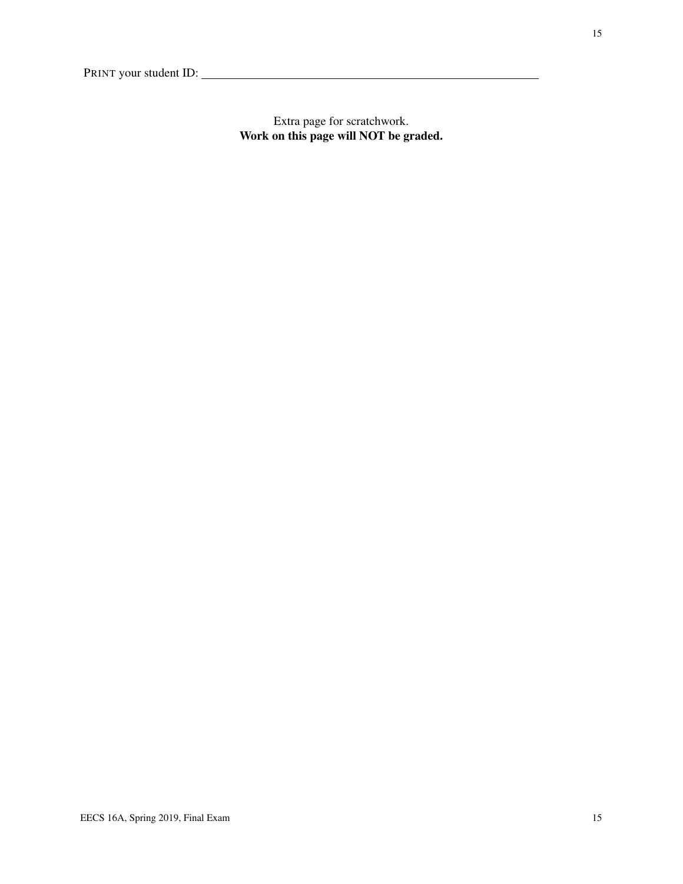PRINT your student ID: ________________________________

Extra page for scratchwork.
**Work on this page will NOT be graded.**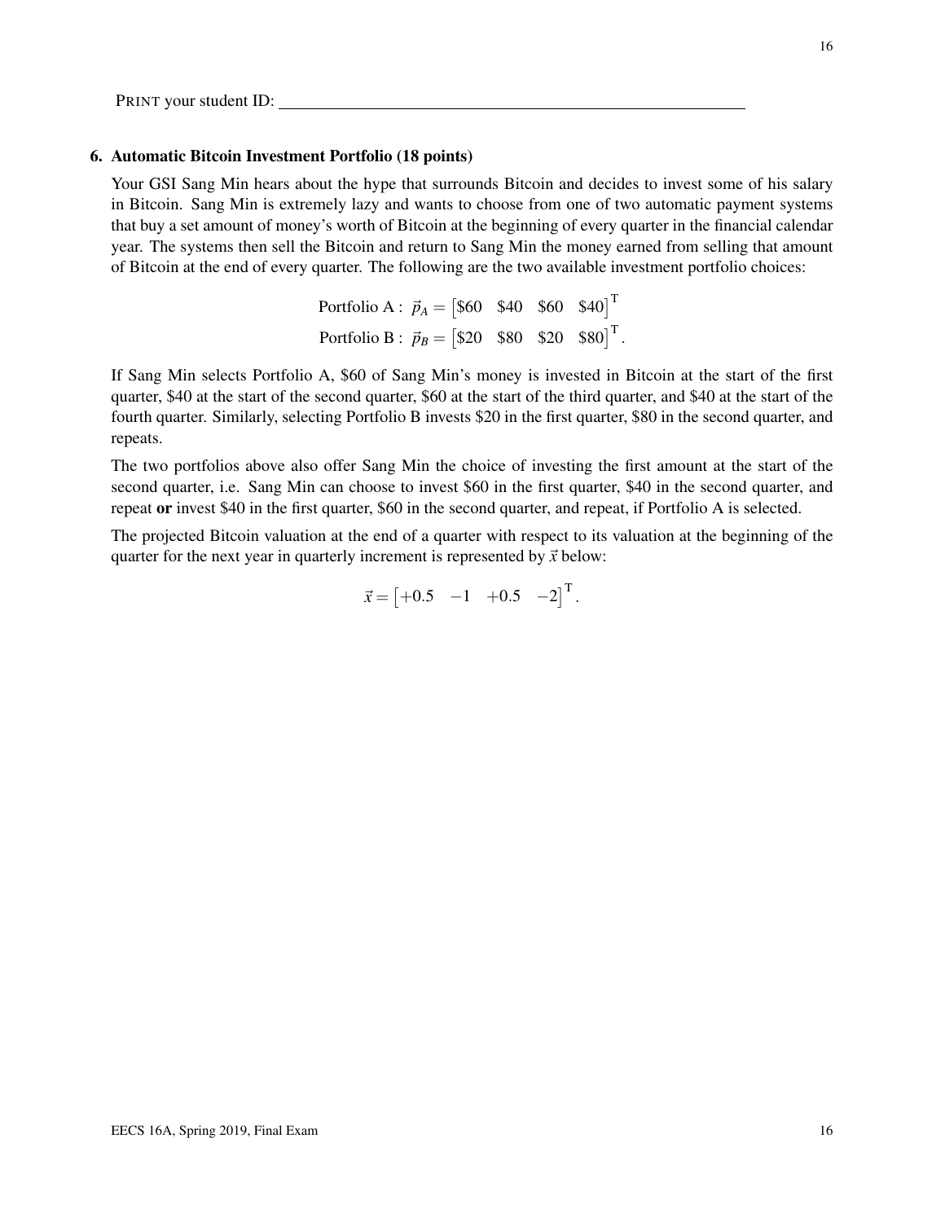PRINT your student ID: ____________________

### 6. Automatic Bitcoin Investment Portfolio (18 points)

Your GSI Sang Min hears about the hype that surrounds Bitcoin and decides to invest some of his salary in Bitcoin. Sang Min is extremely lazy and wants to choose from one of two automatic payment systems that buy a set amount of money's worth of Bitcoin at the beginning of every quarter in the financial calendar year. The systems then sell the Bitcoin and return to Sang Min the money earned from selling that amount of Bitcoin at the end of every quarter. The following are the two available investment portfolio choices:

$$\text{Portfolio A}: \ \vec{p}_A = \begin{bmatrix} \$60 & \$40 & \$60 & \$40 \end{bmatrix}^{\mathrm{T}}$$

$$\text{Portfolio B}: \ \vec{p}_B = \begin{bmatrix} \$20 & \$80 & \$20 & \$80 \end{bmatrix}^{\mathrm{T}}.$$

If Sang Min selects Portfolio A, \$60 of Sang Min's money is invested in Bitcoin at the start of the first quarter, \$40 at the start of the second quarter, \$60 at the start of the third quarter, and \$40 at the start of the fourth quarter. Similarly, selecting Portfolio B invests \$20 in the first quarter, \$80 in the second quarter, and repeats.

The two portfolios above also offer Sang Min the choice of investing the first amount at the start of the second quarter, i.e. Sang Min can choose to invest \$60 in the first quarter, \$40 in the second quarter, and repeat **or** invest \$40 in the first quarter, \$60 in the second quarter, and repeat, if Portfolio A is selected.

The projected Bitcoin valuation at the end of a quarter with respect to its valuation at the beginning of the quarter for the next year in quarterly increment is represented by $\vec{x}$ below:

$$\vec{x} = \begin{bmatrix} +0.5 & -1 & +0.5 & -2 \end{bmatrix}^{\mathrm{T}}.$$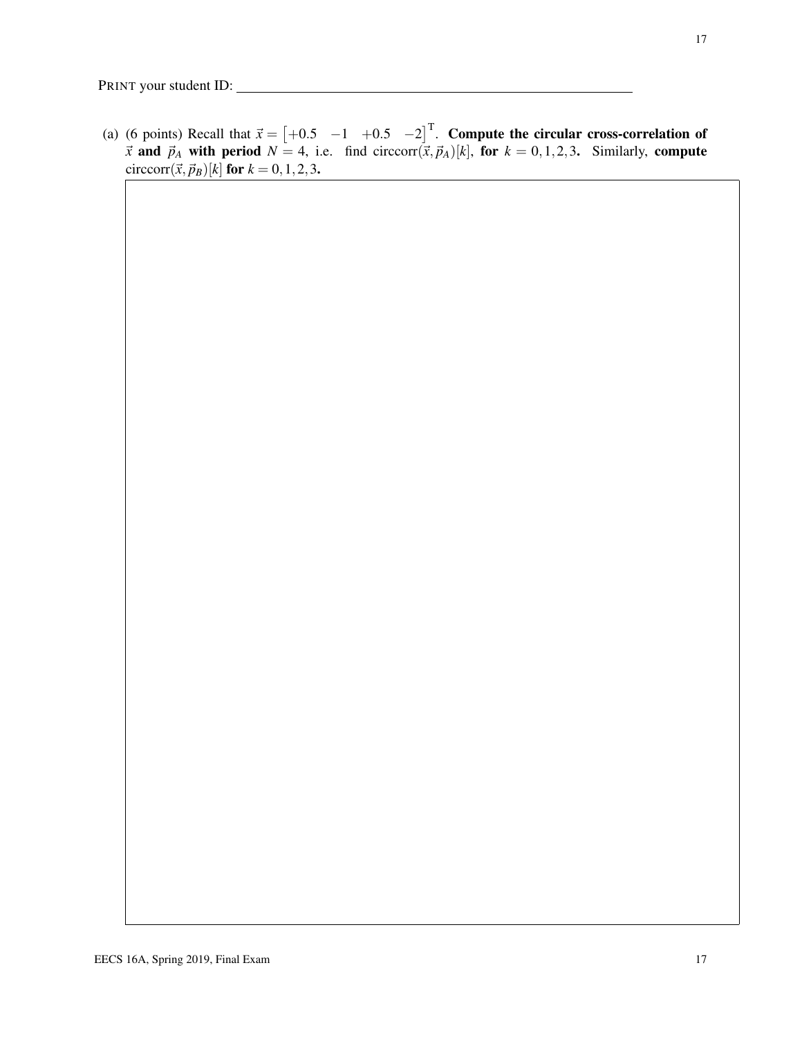PRINT your student ID: ______________________________

(a) (6 points) Recall that $\vec{x} = \begin{bmatrix} +0.5 & -1 & +0.5 & -2 \end{bmatrix}^T$. **Compute the circular cross-correlation of $\vec{x}$ and $\vec{p}_A$ with period $N = 4$**, i.e. **find** $\text{circcorr}(\vec{x}, \vec{p}_A)[k]$, **for** $k = 0, 1, 2, 3$. Similarly, **compute** $\text{circcorr}(\vec{x}, \vec{p}_B)[k]$ **for** $k = 0, 1, 2, 3$.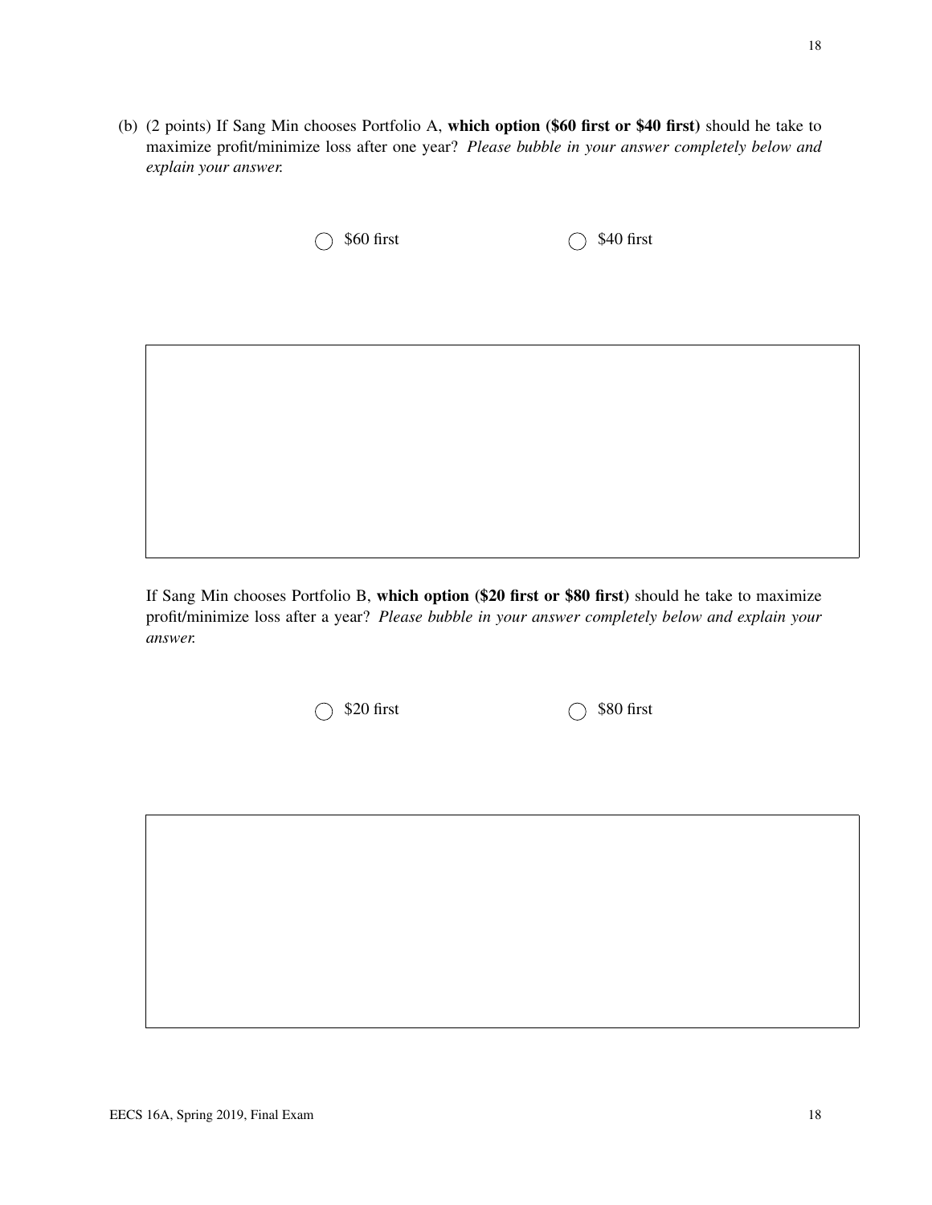(b) (2 points) If Sang Min chooses Portfolio A, **which option ($60 first or $40 first)** should he take to maximize profit/minimize loss after one year? *Please bubble in your answer completely below and explain your answer.*

◯ $60 first ◯ $40 first

If Sang Min chooses Portfolio B, **which option ($20 first or $80 first)** should he take to maximize profit/minimize loss after a year? *Please bubble in your answer completely below and explain your answer.*

◯ $20 first ◯ $80 first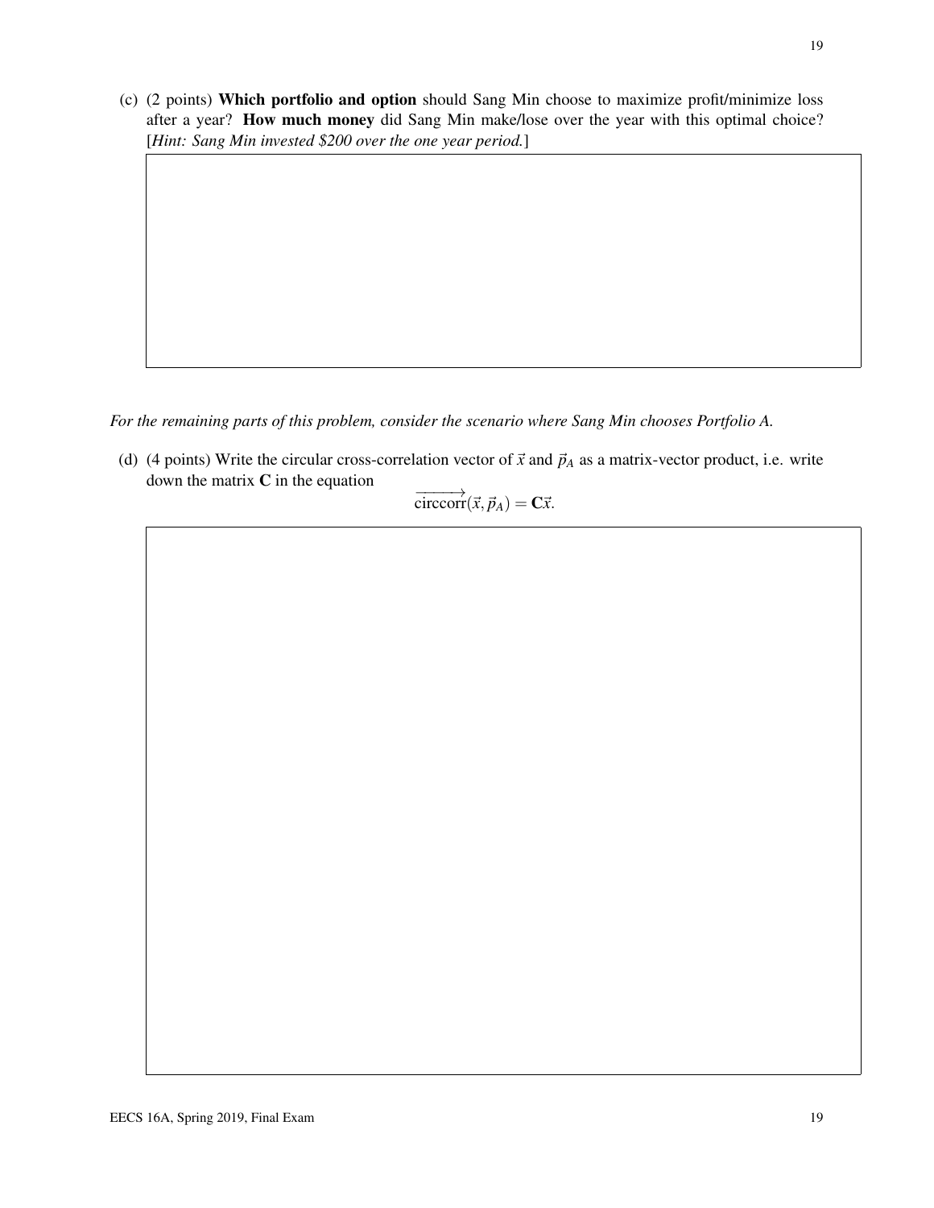(c) (2 points) **Which portfolio and option** should Sang Min choose to maximize profit/minimize loss after a year? **How much money** did Sang Min make/lose over the year with this optimal choice? [*Hint: Sang Min invested $200 over the one year period.*]

*For the remaining parts of this problem, consider the scenario where Sang Min chooses Portfolio A.*

(d) (4 points) Write the circular cross-correlation vector of $\vec{x}$ and $\vec{p}_A$ as a matrix-vector product, i.e. write down the matrix $\mathbf{C}$ in the equation

$$\overrightarrow{\text{circcorr}}(\vec{x}, \vec{p}_A) = \mathbf{C}\vec{x}.$$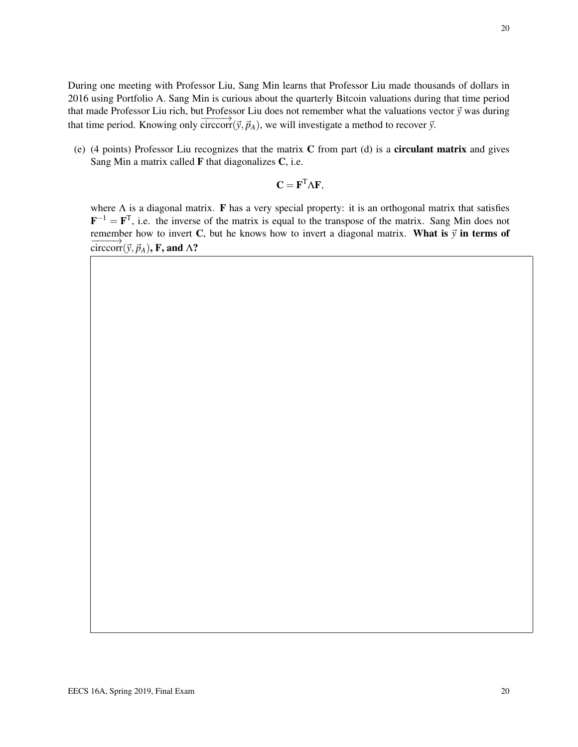During one meeting with Professor Liu, Sang Min learns that Professor Liu made thousands of dollars in 2016 using Portfolio A. Sang Min is curious about the quarterly Bitcoin valuations during that time period that made Professor Liu rich, but Professor Liu does not remember what the valuations vector $\vec{y}$ was during that time period. Knowing only $\overrightarrow{\text{circcorr}}(\vec{y}, \vec{p}_A)$, we will investigate a method to recover $\vec{y}$.

(e) (4 points) Professor Liu recognizes that the matrix $\mathbf{C}$ from part (d) is a **circulant matrix** and gives Sang Min a matrix called $\mathbf{F}$ that diagonalizes $\mathbf{C}$, i.e.

$$\mathbf{C} = \mathbf{F}^{\mathrm{T}} \Lambda \mathbf{F},$$

where $\Lambda$ is a diagonal matrix. $\mathbf{F}$ has a very special property: it is an orthogonal matrix that satisfies $\mathbf{F}^{-1} = \mathbf{F}^{\mathrm{T}}$, i.e. the inverse of the matrix is equal to the transpose of the matrix. Sang Min does not remember how to invert $\mathbf{C}$, but he knows how to invert a diagonal matrix. **What is $\vec{y}$ in terms of $\overrightarrow{\text{circcorr}}(\vec{y}, \vec{p}_A)$, $\mathbf{F}$, and $\Lambda$?**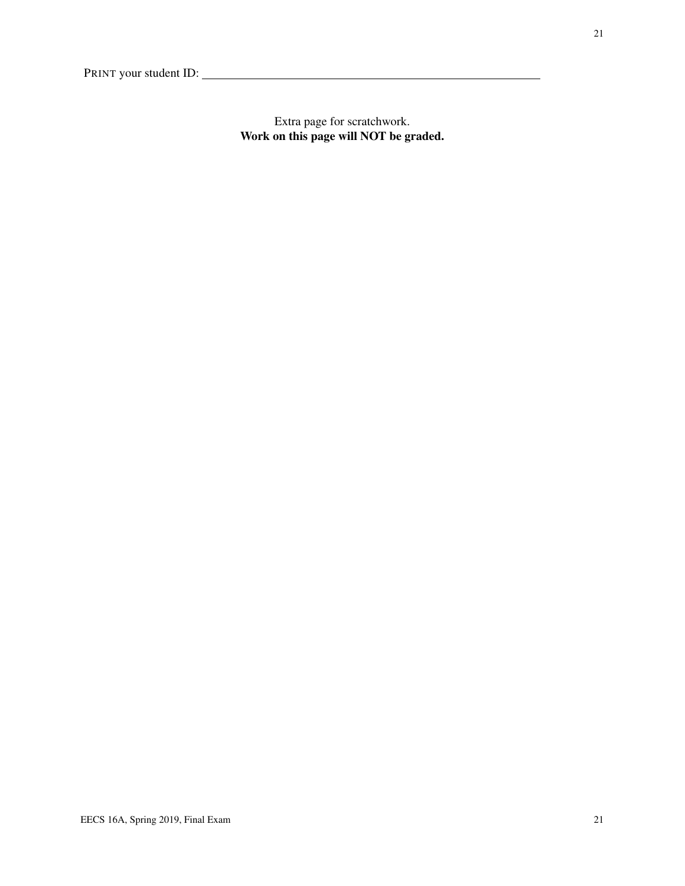PRINT your student ID: ______________________

Extra page for scratchwork.
**Work on this page will NOT be graded.**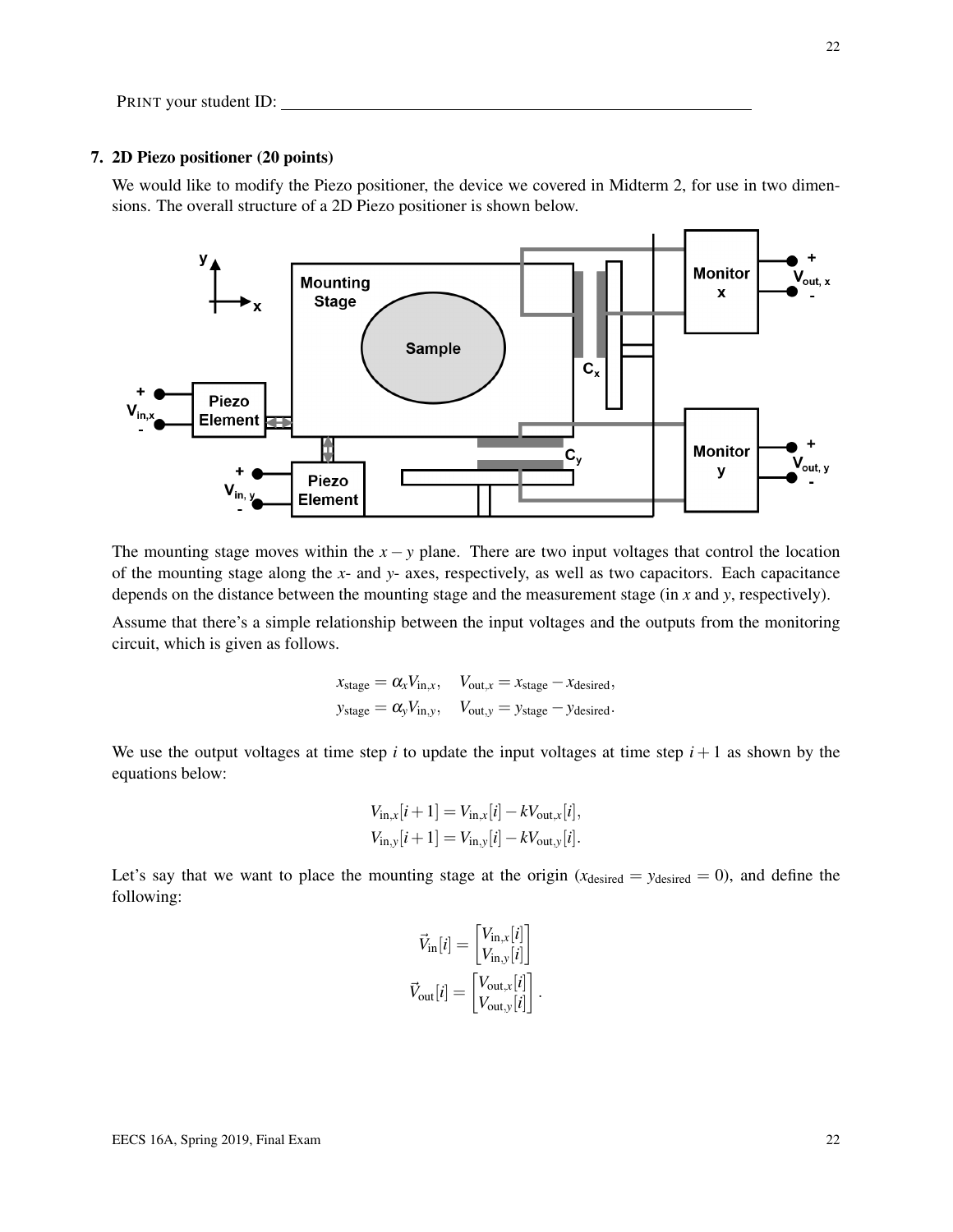PRINT your student ID: \_\_\_\_\_\_\_\_\_\_\_\_\_\_\_\_\_\_\_\_\_\_\_\_\_\_\_\_\_\_\_\_\_\_\_\_\_\_\_\_\_\_\_\_

## 7. 2D Piezo positioner (20 points)

We would like to modify the Piezo positioner, the device we covered in Midterm 2, for use in two dimensions. The overall structure of a 2D Piezo positioner is shown below.

The mounting stage moves within the $x-y$ plane. There are two input voltages that control the location of the mounting stage along the $x$- and $y$- axes, respectively, as well as two capacitors. Each capacitance depends on the distance between the mounting stage and the measurement stage (in $x$ and $y$, respectively).

Assume that there's a simple relationship between the input voltages and the outputs from the monitoring circuit, which is given as follows.

$$x_{\text{stage}} = \alpha_x V_{\text{in},x}, \quad V_{\text{out},x} = x_{\text{stage}} - x_{\text{desired}},$$
$$y_{\text{stage}} = \alpha_y V_{\text{in},y}, \quad V_{\text{out},y} = y_{\text{stage}} - y_{\text{desired}}.$$

We use the output voltages at time step $i$ to update the input voltages at time step $i+1$ as shown by the equations below:

$$V_{\text{in},x}[i+1] = V_{\text{in},x}[i] - kV_{\text{out},x}[i],$$
$$V_{\text{in},y}[i+1] = V_{\text{in},y}[i] - kV_{\text{out},y}[i].$$

Let's say that we want to place the mounting stage at the origin ($x_{\text{desired}} = y_{\text{desired}} = 0$), and define the following:

$$\vec{V}_{\text{in}}[i] = \begin{bmatrix} V_{\text{in},x}[i] \\ V_{\text{in},y}[i] \end{bmatrix}$$
$$\vec{V}_{\text{out}}[i] = \begin{bmatrix} V_{\text{out},x}[i] \\ V_{\text{out},y}[i] \end{bmatrix}.$$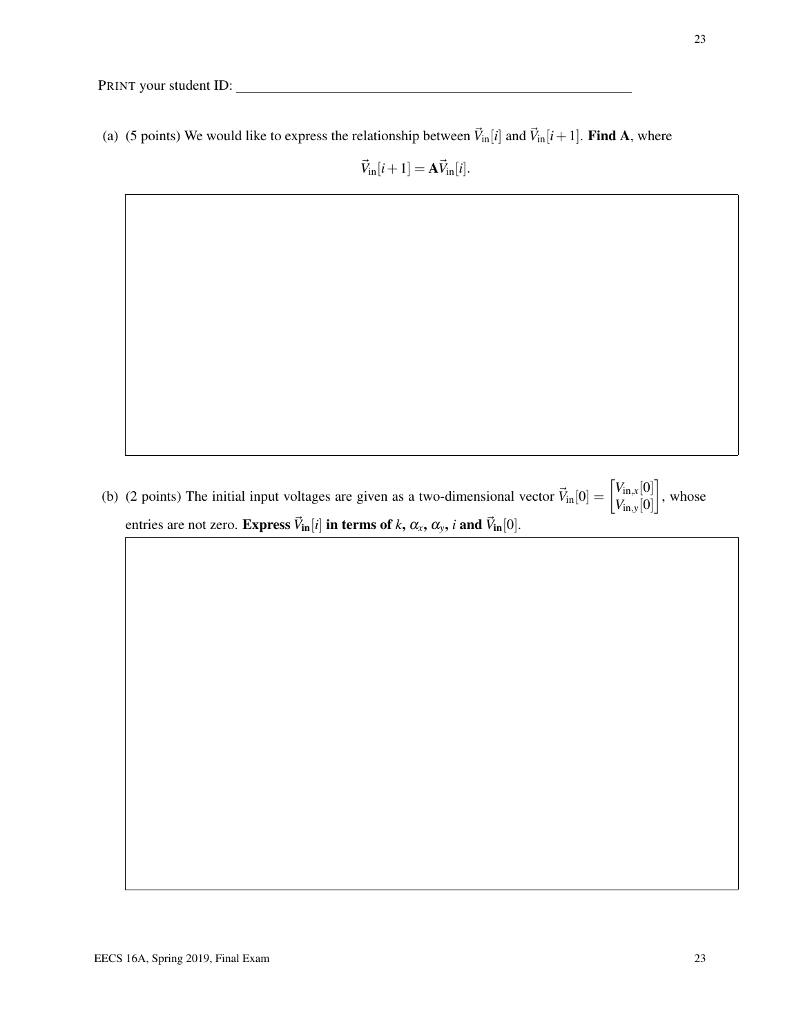PRINT your student ID: \_\_\_\_\_\_\_\_\_\_\_\_\_\_\_\_\_\_\_\_\_\_\_\_\_\_\_\_\_\_

(a) (5 points) We would like to express the relationship between $\vec{V}_{\text{in}}[i]$ and $\vec{V}_{\text{in}}[i+1]$. **Find A**, where

$$\vec{V}_{\text{in}}[i+1] = \mathbf{A}\vec{V}_{\text{in}}[i].$$

(b) (2 points) The initial input voltages are given as a two-dimensional vector $\vec{V}_{\text{in}}[0] = \begin{bmatrix} V_{\text{in},x}[0] \\ V_{\text{in},y}[0] \end{bmatrix}$, whose entries are not zero. **Express $\vec{V}_{\text{in}}[i]$ in terms of $k$, $\alpha_x$, $\alpha_y$, $i$ and $\vec{V}_{\text{in}}[0]$.**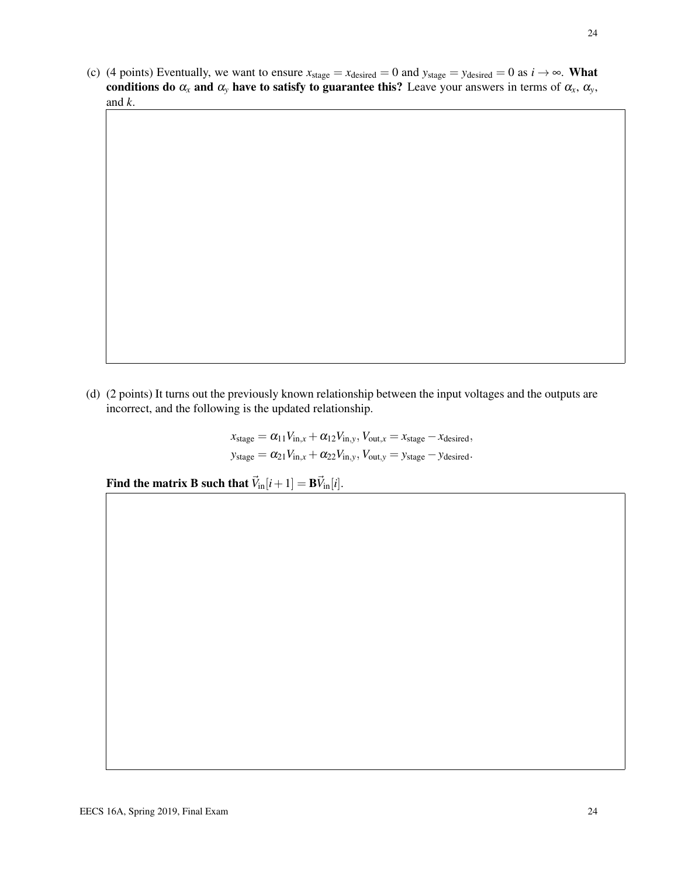(c) (4 points) Eventually, we want to ensure $x_{\text{stage}} = x_{\text{desired}} = 0$ and $y_{\text{stage}} = y_{\text{desired}} = 0$ as $i \to \infty$. **What conditions do $\alpha_x$ and $\alpha_y$ have to satisfy to guarantee this?** Leave your answers in terms of $\alpha_x$, $\alpha_y$, and $k$.

(d) (2 points) It turns out the previously known relationship between the input voltages and the outputs are incorrect, and the following is the updated relationship.

$$x_{\text{stage}} = \alpha_{11} V_{\text{in},x} + \alpha_{12} V_{\text{in},y},\ V_{\text{out},x} = x_{\text{stage}} - x_{\text{desired}},$$
$$y_{\text{stage}} = \alpha_{21} V_{\text{in},x} + \alpha_{22} V_{\text{in},y},\ V_{\text{out},y} = y_{\text{stage}} - y_{\text{desired}}.$$

**Find the matrix B such that $\vec{V}_{\text{in}}[i+1] = \mathbf{B}\vec{V}_{\text{in}}[i]$.**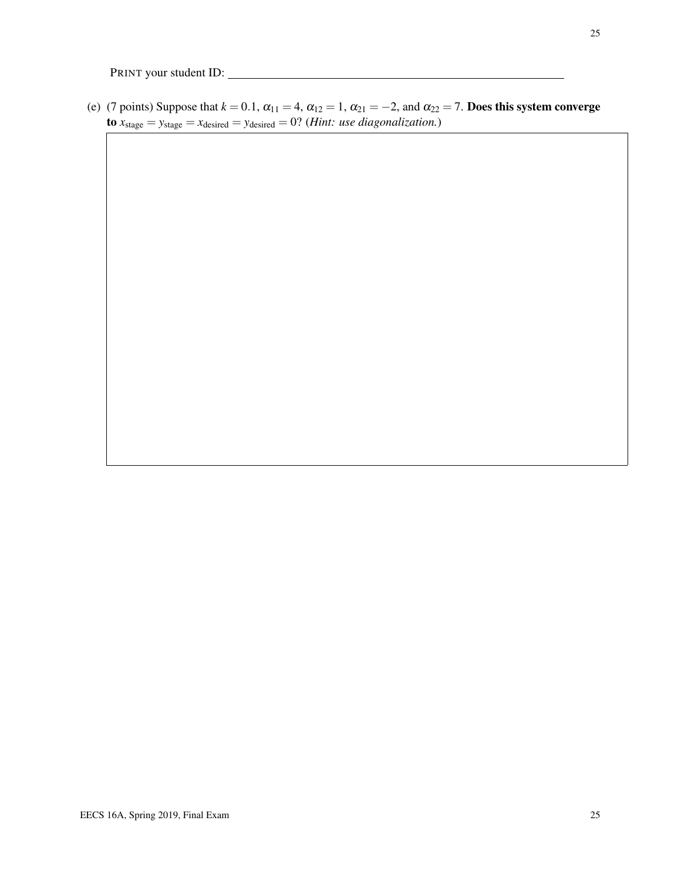PRINT your student ID: ____________________

(e) (7 points) Suppose that $k = 0.1$, $\alpha_{11} = 4$, $\alpha_{12} = 1$, $\alpha_{21} = -2$, and $\alpha_{22} = 7$. **Does this system converge to** $x_{\text{stage}} = y_{\text{stage}} = x_{\text{desired}} = y_{\text{desired}} = 0$? (*Hint: use diagonalization.*)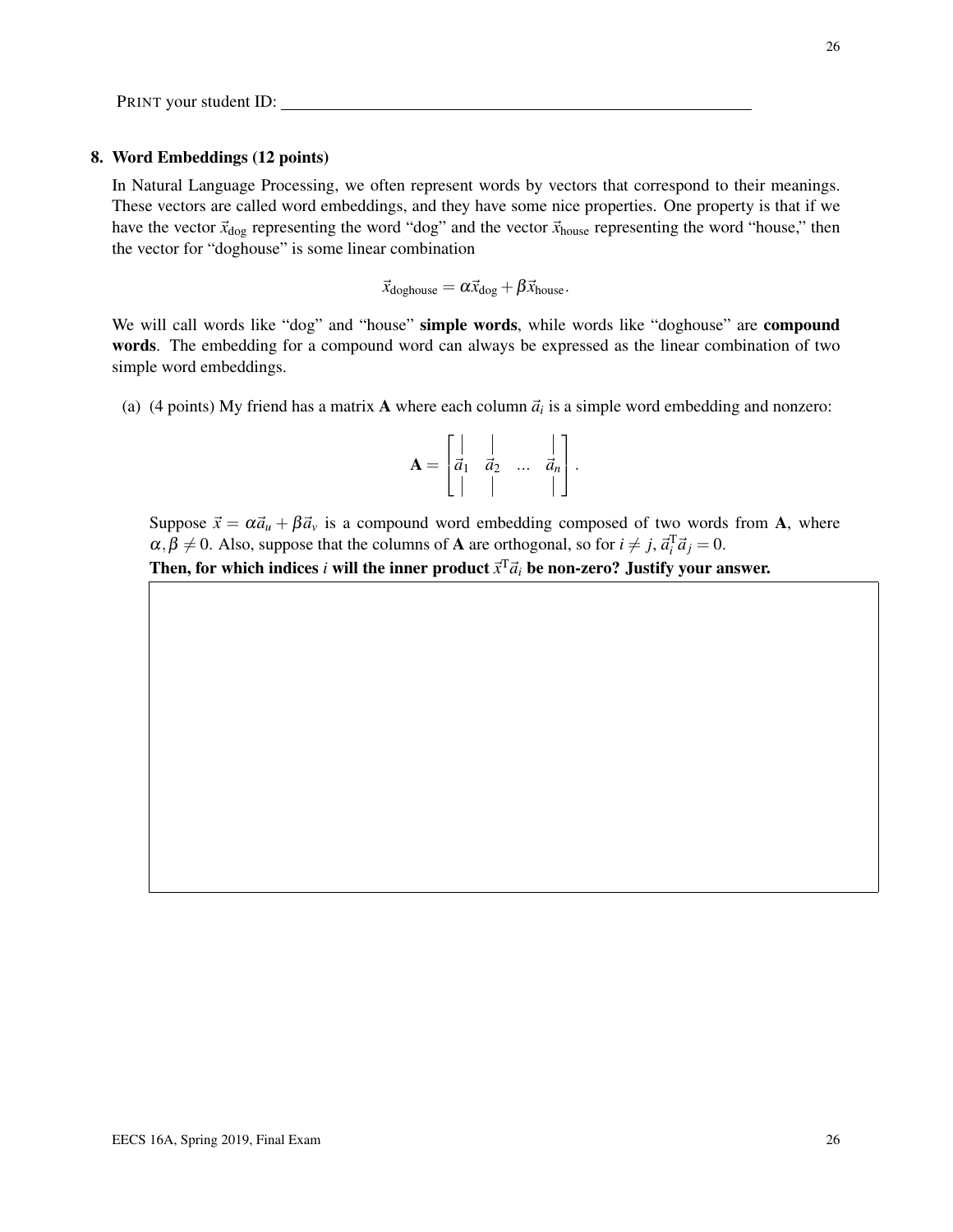PRINT your student ID: ____________________

**8. Word Embeddings (12 points)**

In Natural Language Processing, we often represent words by vectors that correspond to their meanings. These vectors are called word embeddings, and they have some nice properties. One property is that if we have the vector $\vec{x}_{\text{dog}}$ representing the word "dog" and the vector $\vec{x}_{\text{house}}$ representing the word "house," then the vector for "doghouse" is some linear combination

$$\vec{x}_{\text{doghouse}} = \alpha\vec{x}_{\text{dog}} + \beta\vec{x}_{\text{house}}.$$

We will call words like "dog" and "house" **simple words**, while words like "doghouse" are **compound words**. The embedding for a compound word can always be expressed as the linear combination of two simple word embeddings.

(a) (4 points) My friend has a matrix $\mathbf{A}$ where each column $\vec{a}_i$ is a simple word embedding and nonzero:

$$\mathbf{A} = \begin{bmatrix} | & | & & | \\ \vec{a}_1 & \vec{a}_2 & \dots & \vec{a}_n \\ | & | & & | \end{bmatrix}.$$

Suppose $\vec{x} = \alpha\vec{a}_u + \beta\vec{a}_v$ is a compound word embedding composed of two words from $\mathbf{A}$, where $\alpha, \beta \neq 0$. Also, suppose that the columns of $\mathbf{A}$ are orthogonal, so for $i \neq j$, $\vec{a}_i^{\mathrm{T}}\vec{a}_j = 0$.

**Then, for which indices $i$ will the inner product $\vec{x}^{\mathrm{T}}\vec{a}_i$ be non-zero? Justify your answer.**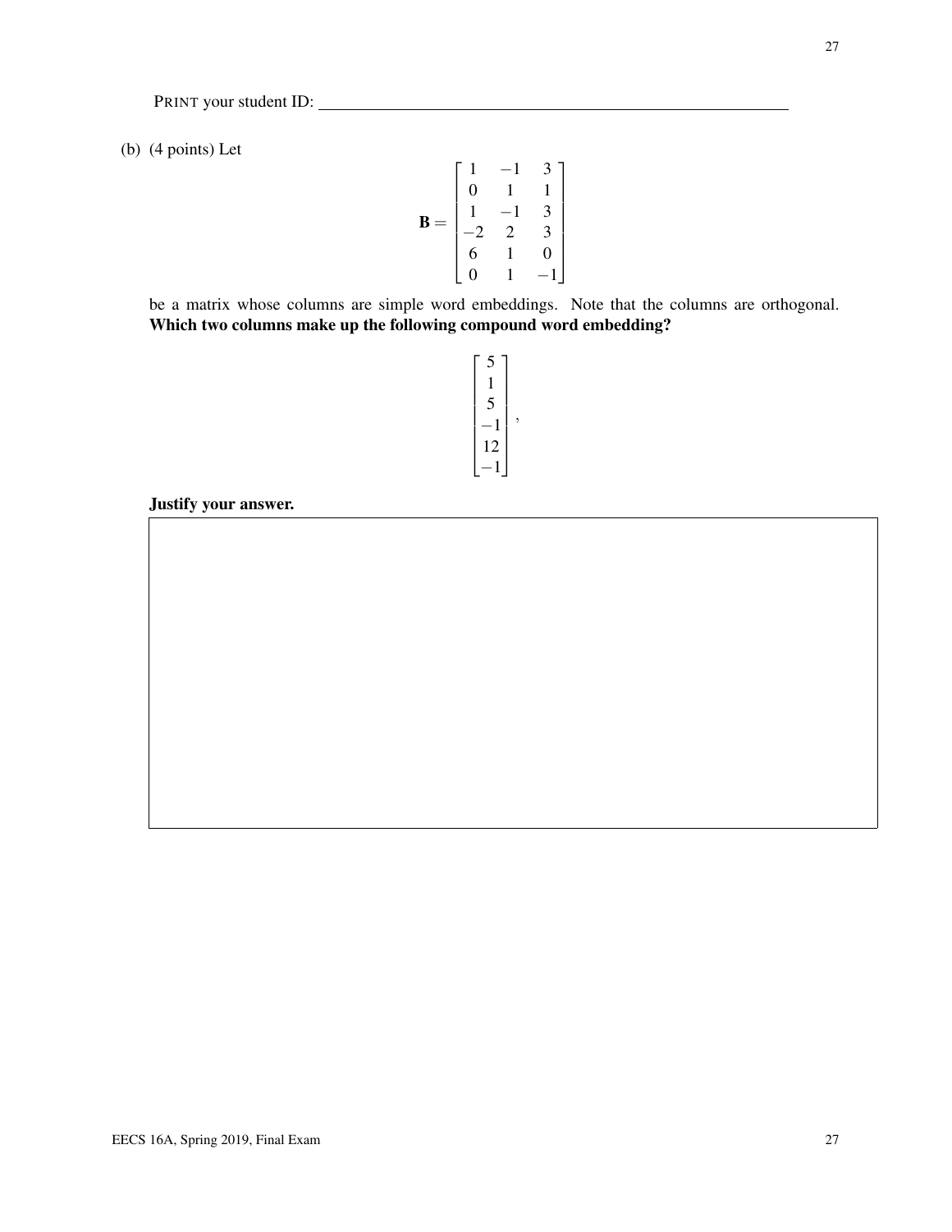PRINT your student ID: ______________________________

(b) (4 points) Let

$$\mathbf{B} = \begin{bmatrix} 1 & -1 & 3 \\ 0 & 1 & 1 \\ 1 & -1 & 3 \\ -2 & 2 & 3 \\ 6 & 1 & 0 \\ 0 & 1 & -1 \end{bmatrix}$$

be a matrix whose columns are simple word embeddings. Note that the columns are orthogonal. **Which two columns make up the following compound word embedding?**

$$\begin{bmatrix} 5 \\ 1 \\ 5 \\ -1 \\ 12 \\ -1 \end{bmatrix},$$

**Justify your answer.**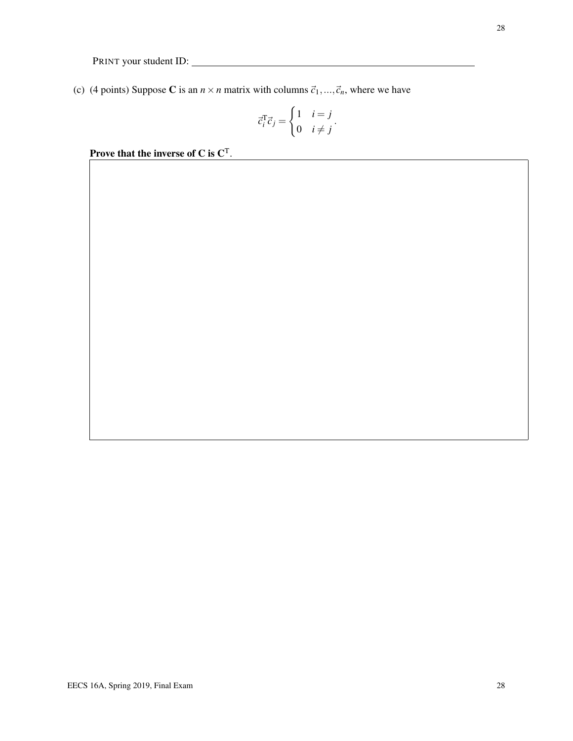PRINT your student ID: ____________________

(c) (4 points) Suppose $\mathbf{C}$ is an $n \times n$ matrix with columns $\vec{c}_1, ..., \vec{c}_n$, where we have

$$\vec{c}_i^{\mathrm{T}} \vec{c}_j = \begin{cases} 1 & i = j \\ 0 & i \neq j \end{cases}.$$

**Prove that the inverse of C is $\mathbf{C}^{\mathrm{T}}$.**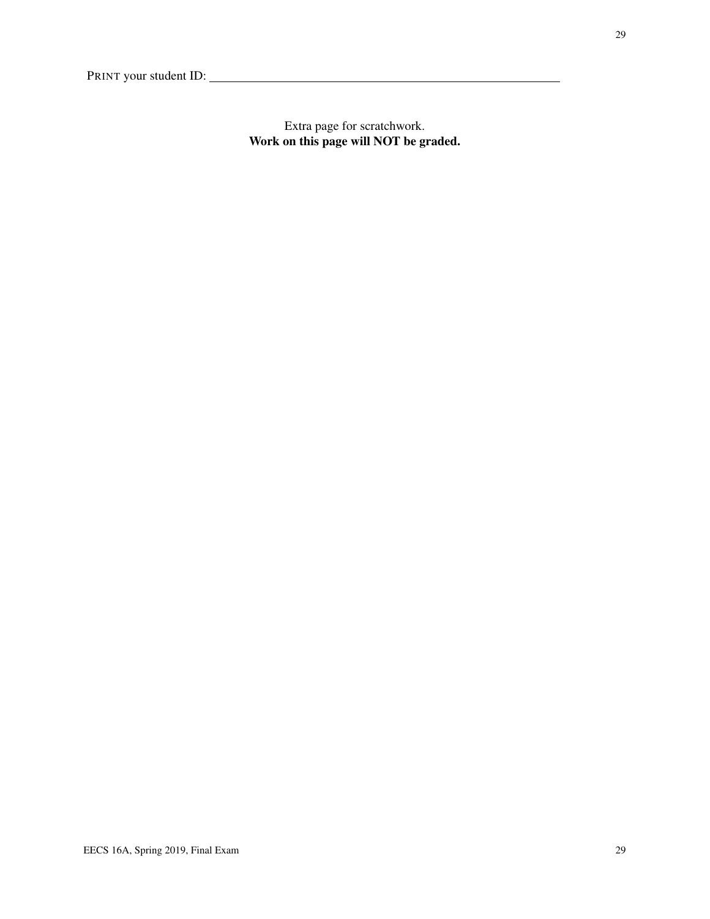PRINT your student ID: ____________________

Extra page for scratchwork.
**Work on this page will NOT be graded.**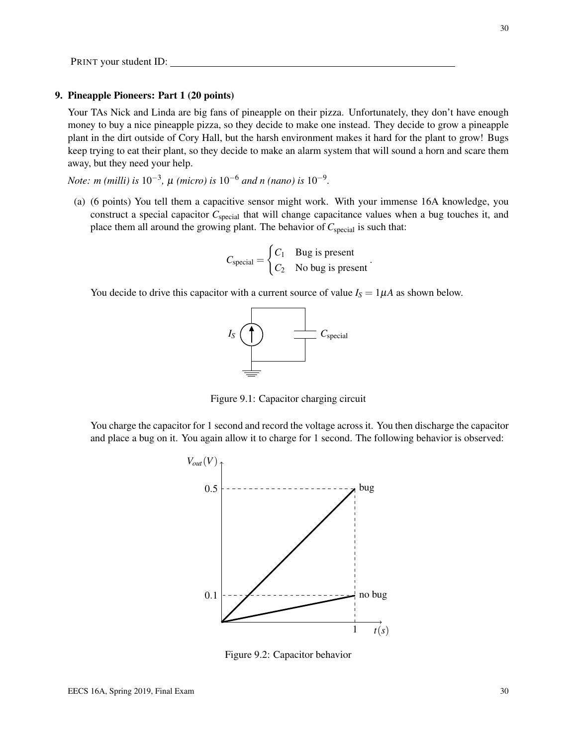PRINT your student ID: ______________________________

**9. Pineapple Pioneers: Part 1 (20 points)**

Your TAs Nick and Linda are big fans of pineapple on their pizza. Unfortunately, they don't have enough money to buy a nice pineapple pizza, so they decide to make one instead. They decide to grow a pineapple plant in the dirt outside of Cory Hall, but the harsh environment makes it hard for the plant to grow! Bugs keep trying to eat their plant, so they decide to make an alarm system that will sound a horn and scare them away, but they need your help.

*Note: m (milli) is* $10^{-3}$, $\mu$ *(micro) is* $10^{-6}$ *and n (nano) is* $10^{-9}$.

(a) (6 points) You tell them a capacitive sensor might work. With your immense 16A knowledge, you construct a special capacitor $C_{\text{special}}$ that will change capacitance values when a bug touches it, and place them all around the growing plant. The behavior of $C_{\text{special}}$ is such that:

$$C_{\text{special}} = \begin{cases} C_1 & \text{Bug is present} \\ C_2 & \text{No bug is present} \end{cases}.$$

You decide to drive this capacitor with a current source of value $I_S = 1\mu A$ as shown below.

Figure 9.1: Capacitor charging circuit

You charge the capacitor for 1 second and record the voltage across it. You then discharge the capacitor and place a bug on it. You again allow it to charge for 1 second. The following behavior is observed:

Figure 9.2: Capacitor behavior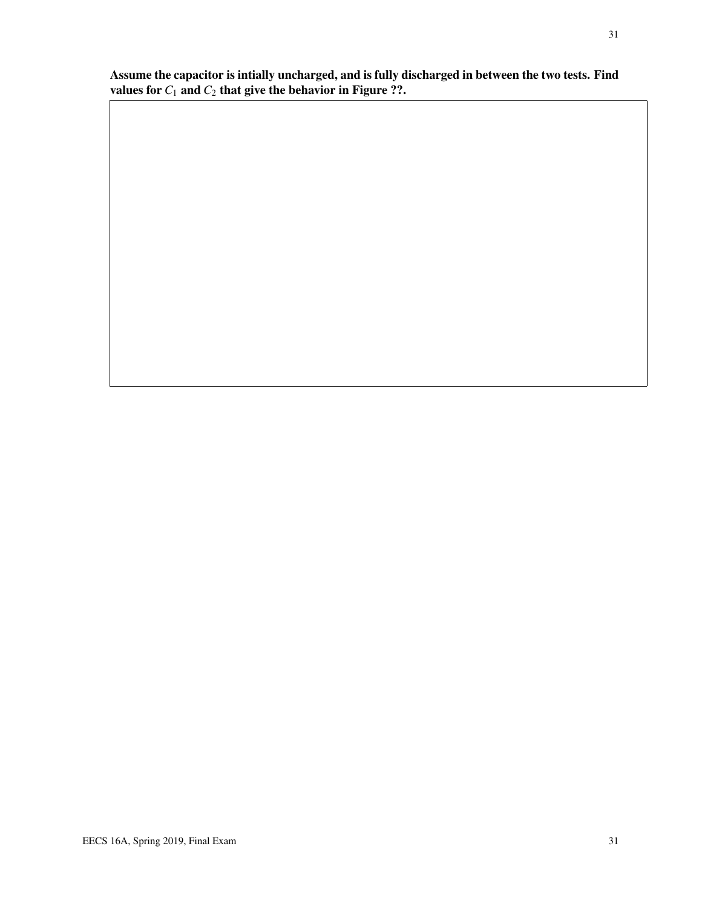**Assume the capacitor is intially uncharged, and is fully discharged in between the two tests. Find values for $C_1$ and $C_2$ that give the behavior in Figure ??.**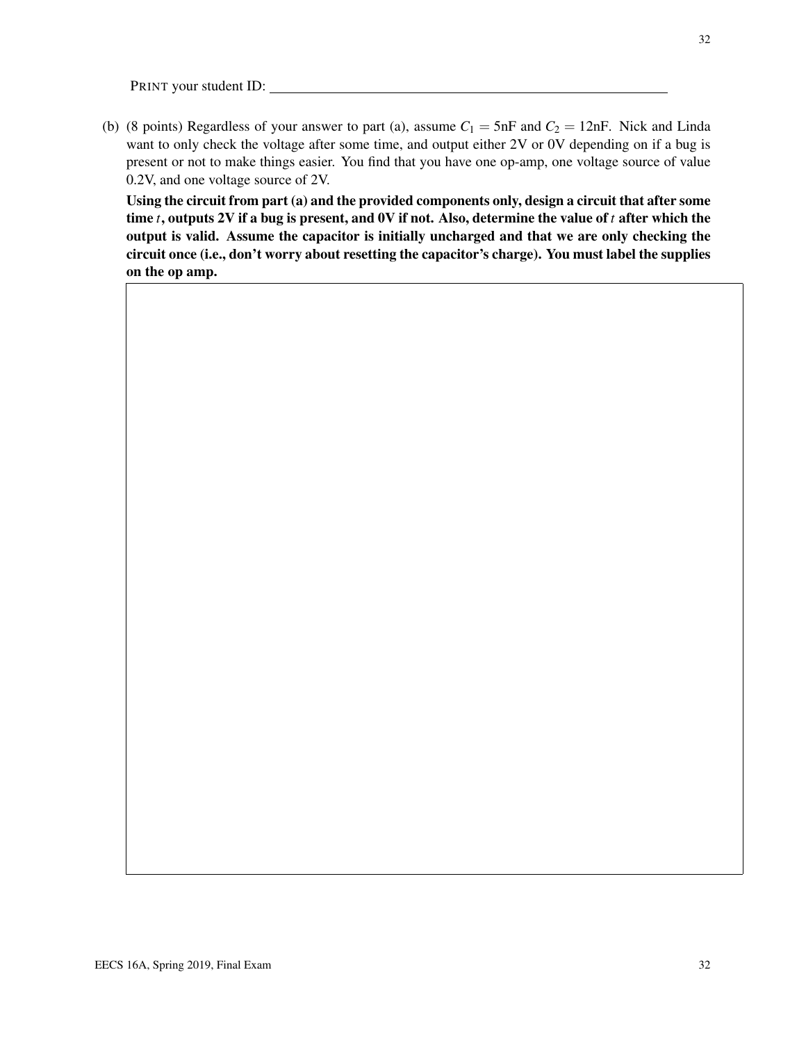PRINT your student ID: ______________________________

(b) (8 points) Regardless of your answer to part (a), assume $C_1 = 5\text{nF}$ and $C_2 = 12\text{nF}$. Nick and Linda want to only check the voltage after some time, and output either 2V or 0V depending on if a bug is present or not to make things easier. You find that you have one op-amp, one voltage source of value 0.2V, and one voltage source of 2V.

**Using the circuit from part (a) and the provided components only, design a circuit that after some time $t$, outputs 2V if a bug is present, and 0V if not. Also, determine the value of $t$ after which the output is valid. Assume the capacitor is initially uncharged and that we are only checking the circuit once (i.e., don't worry about resetting the capacitor's charge). You must label the supplies on the op amp.**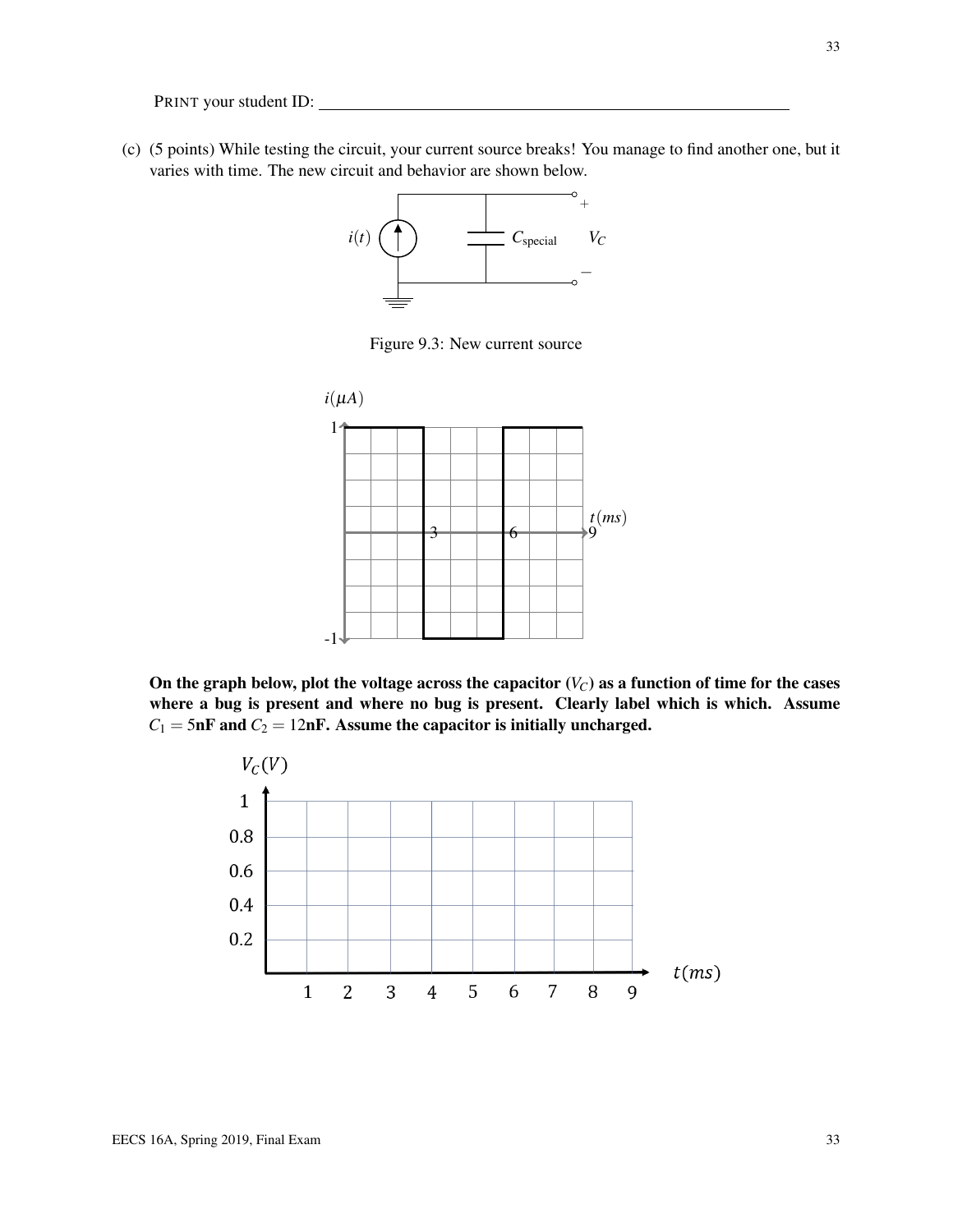PRINT your student ID: \_\_\_\_\_\_\_\_\_\_\_\_\_\_\_\_\_\_\_\_\_\_\_\_\_\_\_\_\_\_\_\_\_\_\_\_\_\_\_\_

(c) (5 points) While testing the circuit, your current source breaks! You manage to find another one, but it varies with time. The new circuit and behavior are shown below.

Figure 9.3: New current source

**On the graph below, plot the voltage across the capacitor ($V_C$) as a function of time for the cases where a bug is present and where no bug is present. Clearly label which is which. Assume $C_1 = 5$nF and $C_2 = 12$nF. Assume the capacitor is initially uncharged.**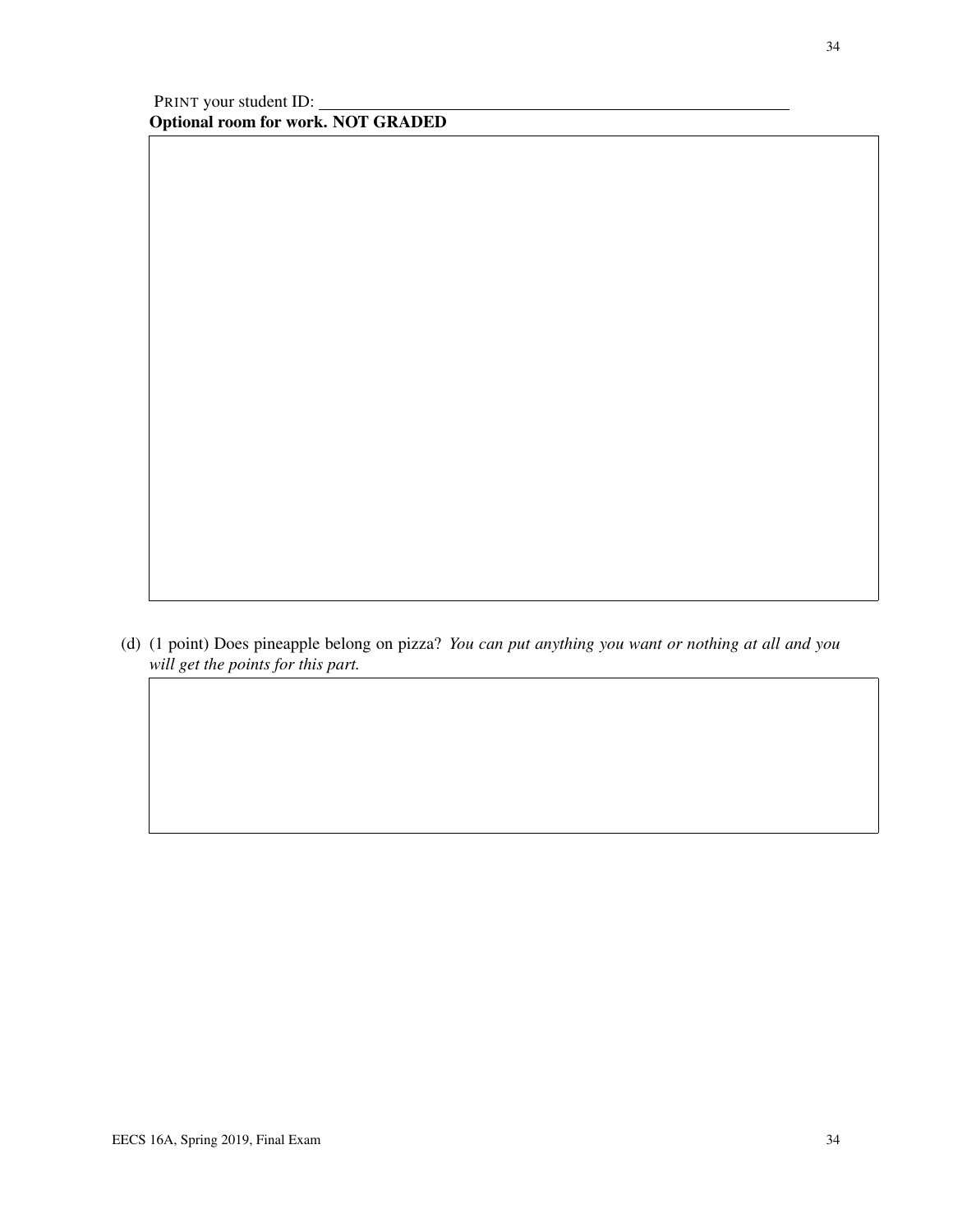PRINT your student ID: ________________________________

**Optional room for work. NOT GRADED**

(d) (1 point) Does pineapple belong on pizza? *You can put anything you want or nothing at all and you will get the points for this part.*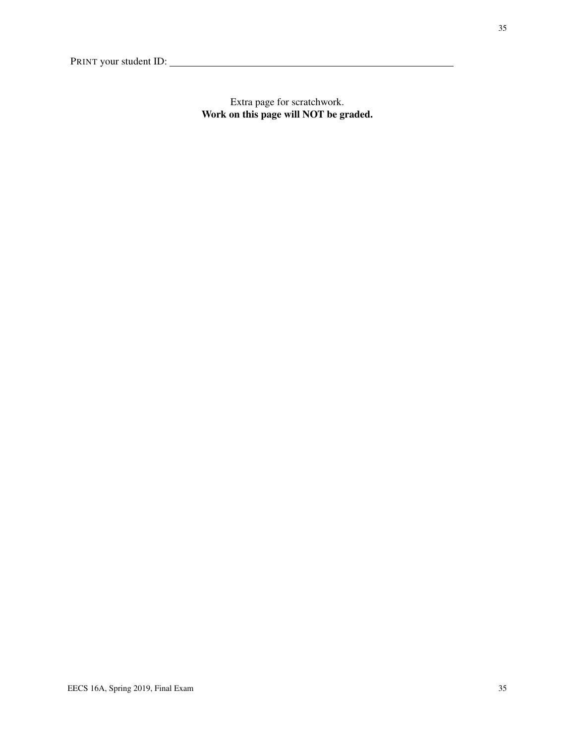PRINT your student ID: ____________________

Extra page for scratchwork.
**Work on this page will NOT be graded.**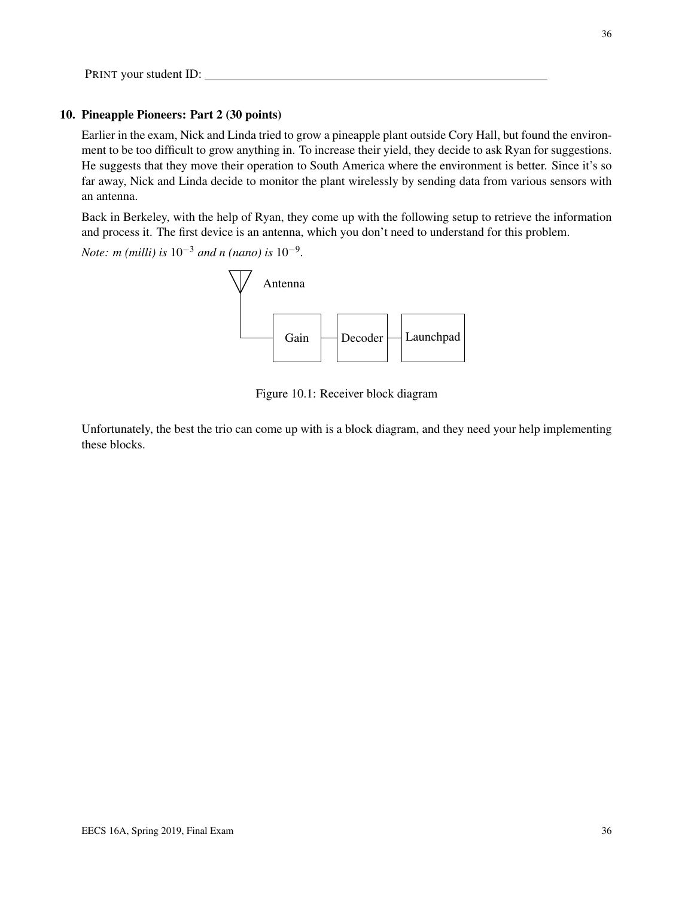PRINT your student ID: ____________________

## 10. Pineapple Pioneers: Part 2 (30 points)

Earlier in the exam, Nick and Linda tried to grow a pineapple plant outside Cory Hall, but found the environment to be too difficult to grow anything in. To increase their yield, they decide to ask Ryan for suggestions. He suggests that they move their operation to South America where the environment is better. Since it's so far away, Nick and Linda decide to monitor the plant wirelessly by sending data from various sensors with an antenna.

Back in Berkeley, with the help of Ryan, they come up with the following setup to retrieve the information and process it. The first device is an antenna, which you don't need to understand for this problem.

*Note: m (milli) is* $10^{-3}$ *and n (nano) is* $10^{-9}$.

Antenna

Gain — Decoder — Launchpad

Figure 10.1: Receiver block diagram

Unfortunately, the best the trio can come up with is a block diagram, and they need your help implementing these blocks.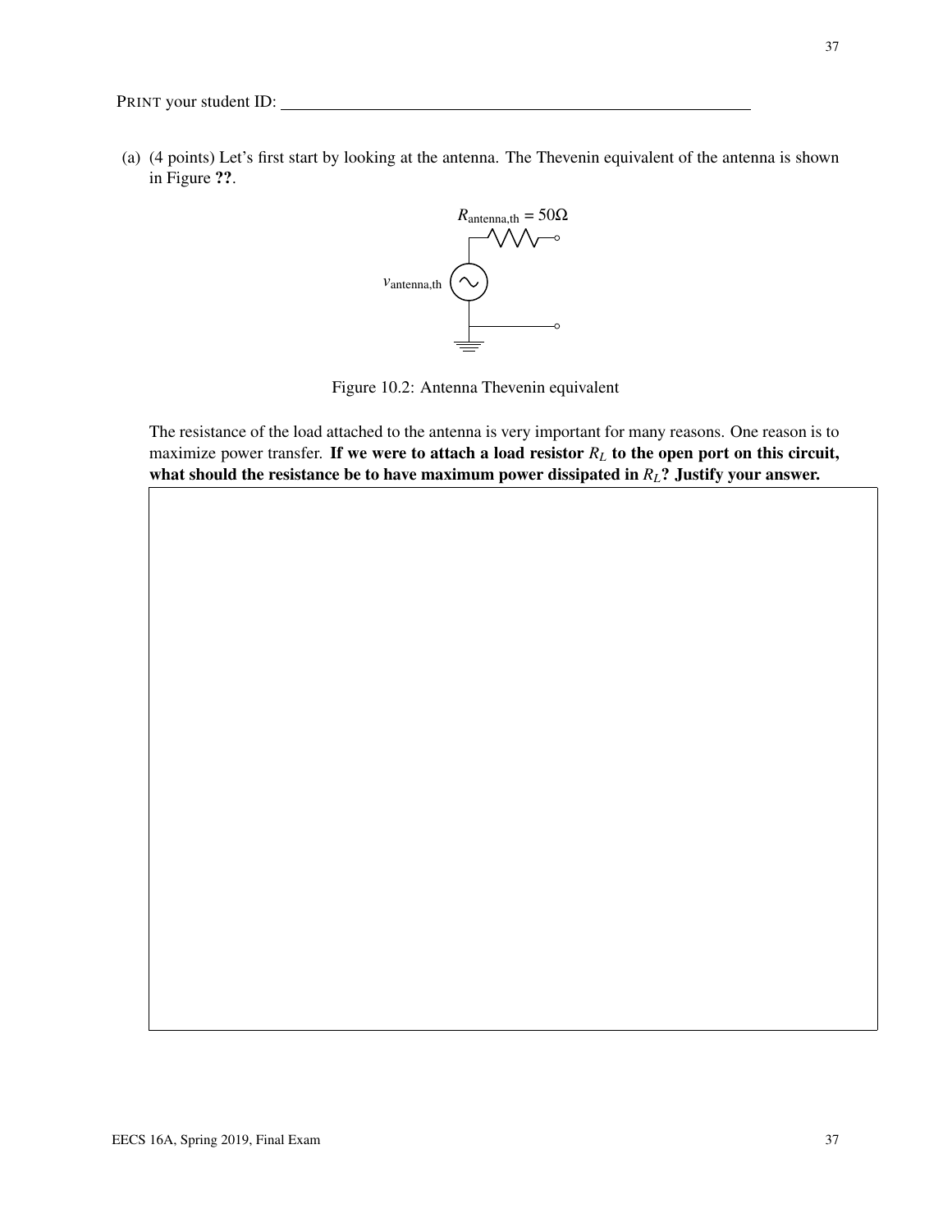PRINT your student ID: \_\_\_\_\_\_\_\_\_\_\_\_\_\_\_\_\_\_\_\_\_\_\_\_\_\_\_\_\_\_\_\_\_\_\_\_\_\_\_\_

(a) (4 points) Let's first start by looking at the antenna. The Thevenin equivalent of the antenna is shown in Figure **??**.

$R_{\text{antenna,th}} = 50\Omega$

$v_{\text{antenna,th}}$

Figure 10.2: Antenna Thevenin equivalent

The resistance of the load attached to the antenna is very important for many reasons. One reason is to maximize power transfer. **If we were to attach a load resistor $R_L$ to the open port on this circuit, what should the resistance be to have maximum power dissipated in $R_L$? Justify your answer.**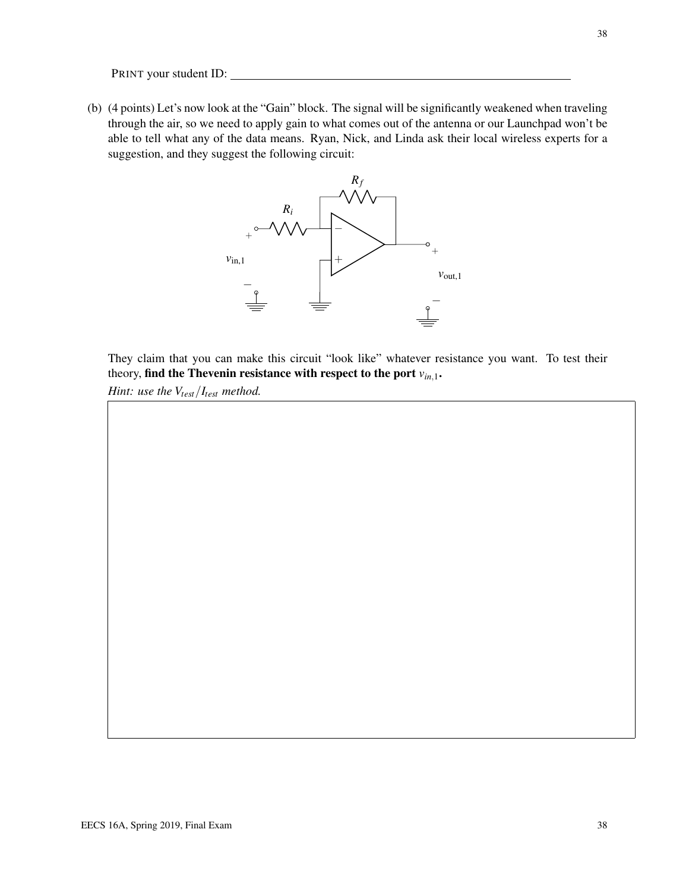PRINT your student ID: ______________________________

(b) (4 points) Let's now look at the "Gain" block. The signal will be significantly weakened when traveling through the air, so we need to apply gain to what comes out of the antenna or our Launchpad won't be able to tell what any of the data means. Ryan, Nick, and Linda ask their local wireless experts for a suggestion, and they suggest the following circuit:

They claim that you can make this circuit "look like" whatever resistance you want. To test their theory, **find the Thevenin resistance with respect to the port $v_{in,1}$.**

*Hint: use the $V_{test}/I_{test}$ method.*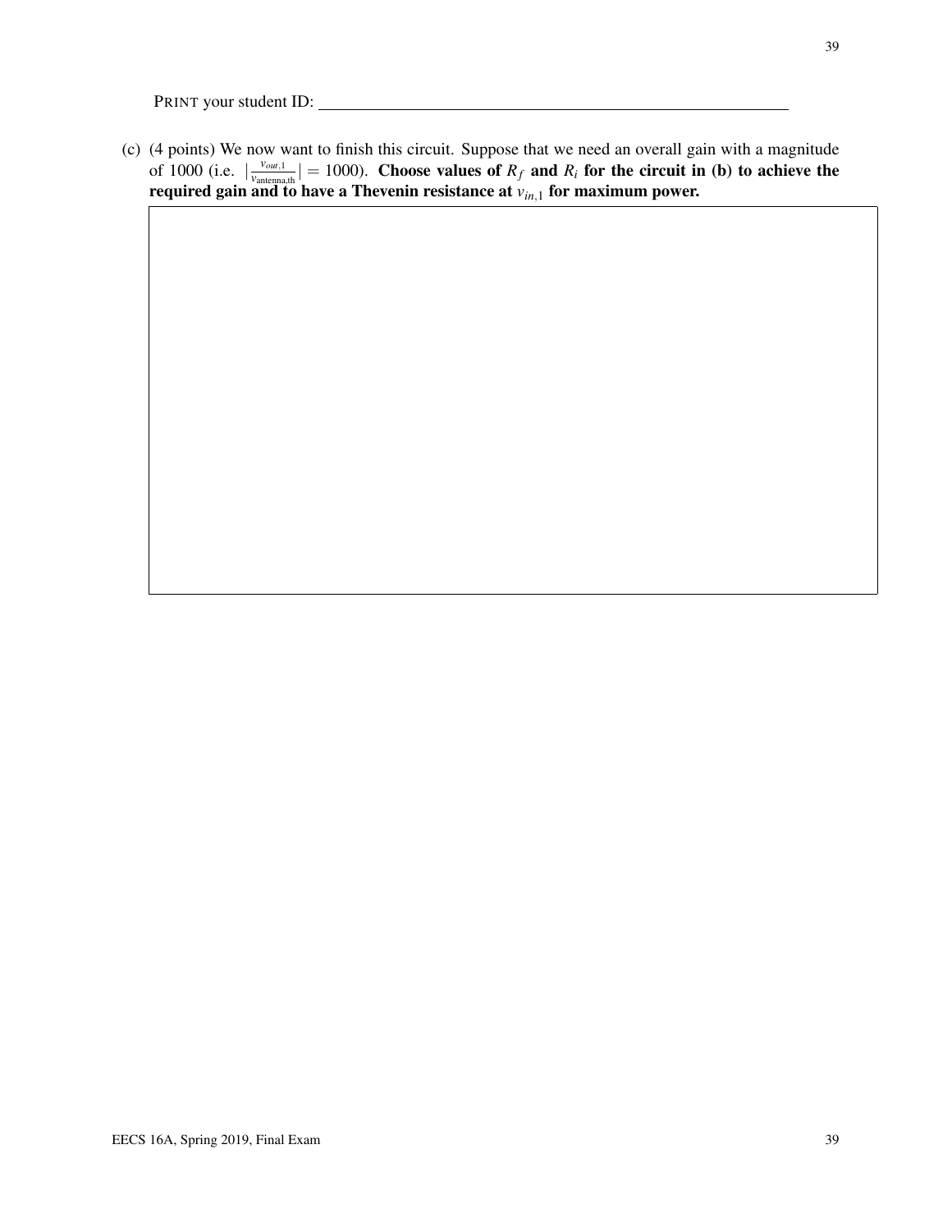PRINT your student ID: \_\_\_\_\_\_\_\_\_\_\_\_\_\_\_\_\_\_\_\_\_\_\_\_\_\_\_\_\_\_\_\_\_\_\_\_\_\_\_\_

(c) (4 points) We now want to finish this circuit. Suppose that we need an overall gain with a magnitude of 1000 (i.e. $|\frac{v_{out,1}}{v_{\text{antenna,th}}}| = 1000$). **Choose values of $R_f$ and $R_i$ for the circuit in (b) to achieve the required gain and to have a Thevenin resistance at $v_{in,1}$ for maximum power.**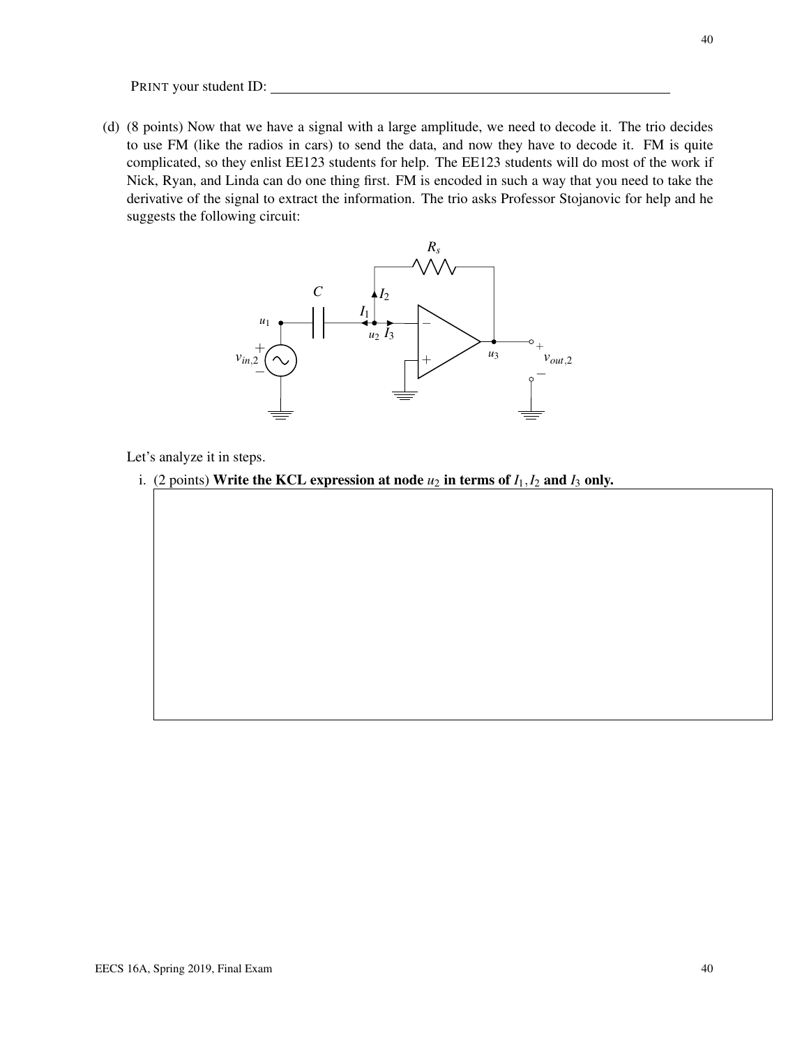PRINT your student ID: \_\_\_\_\_\_\_\_\_\_\_\_\_\_\_\_\_\_\_\_\_\_\_\_\_\_\_\_\_\_\_\_\_\_\_\_\_\_\_\_

(d) (8 points) Now that we have a signal with a large amplitude, we need to decode it. The trio decides to use FM (like the radios in cars) to send the data, and now they have to decode it. FM is quite complicated, so they enlist EE123 students for help. The EE123 students will do most of the work if Nick, Ryan, and Linda can do one thing first. FM is encoded in such a way that you need to take the derivative of the signal to extract the information. The trio asks Professor Stojanovic for help and he suggests the following circuit:

Let's analyze it in steps.

i. (2 points) **Write the KCL expression at node $u_2$ in terms of $I_1, I_2$ and $I_3$ only.**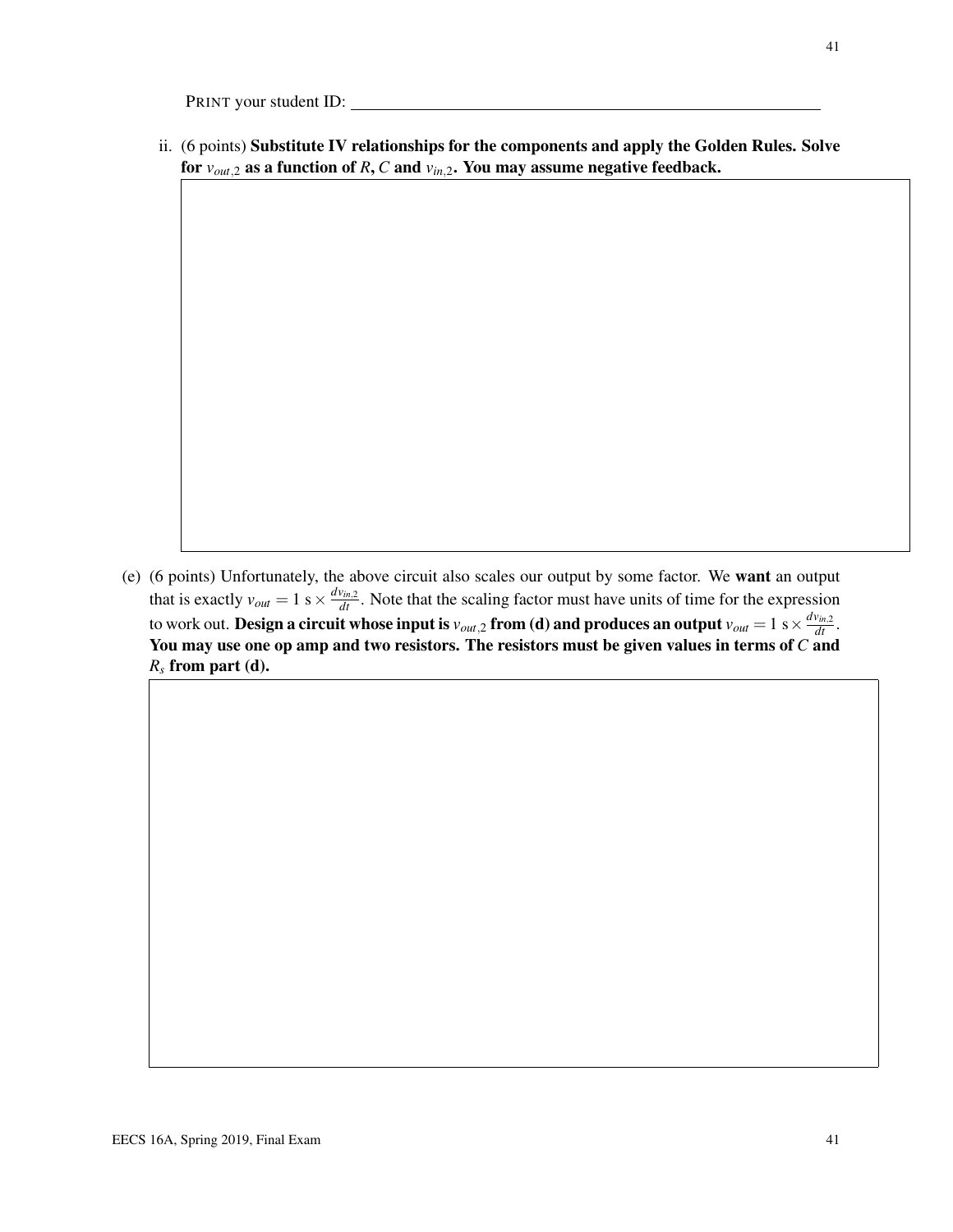PRINT your student ID: ______________________________

ii. (6 points) **Substitute IV relationships for the components and apply the Golden Rules. Solve for $v_{out,2}$ as a function of $R$, $C$ and $v_{in,2}$. You may assume negative feedback.**

(e) (6 points) Unfortunately, the above circuit also scales our output by some factor. We **want** an output that is exactly $v_{out} = 1 \text{ s} \times \frac{dv_{in,2}}{dt}$. Note that the scaling factor must have units of time for the expression to work out. **Design a circuit whose input is $v_{out,2}$ from (d) and produces an output $v_{out} = 1 \text{ s} \times \frac{dv_{in,2}}{dt}$. You may use one op amp and two resistors. The resistors must be given values in terms of $C$ and $R_s$ from part (d).**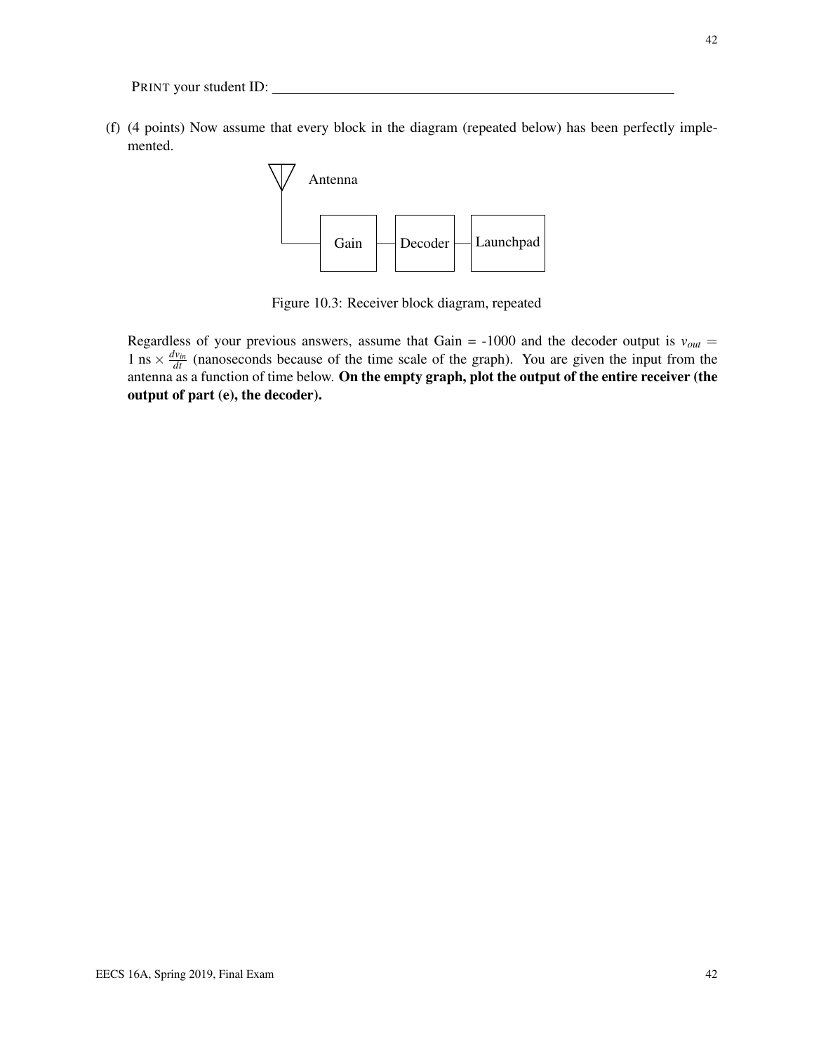PRINT your student ID: ____________________

(f) (4 points) Now assume that every block in the diagram (repeated below) has been perfectly implemented.

Antenna

Gain — Decoder — Launchpad

Figure 10.3: Receiver block diagram, repeated

Regardless of your previous answers, assume that Gain = -1000 and the decoder output is $v_{out} = 1 \text{ ns} \times \frac{dv_{in}}{dt}$ (nanoseconds because of the time scale of the graph). You are given the input from the antenna as a function of time below. **On the empty graph, plot the output of the entire receiver (the output of part (e), the decoder).**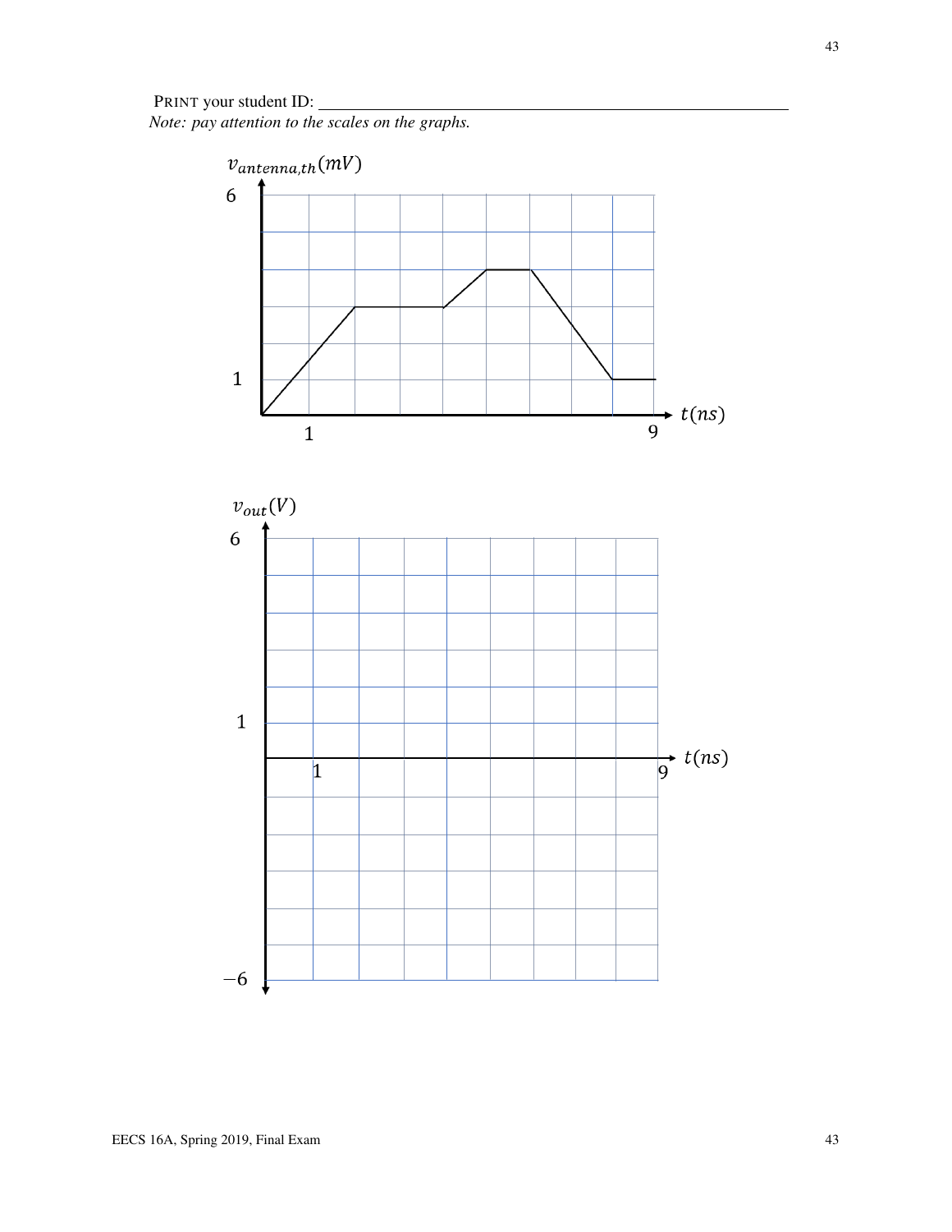PRINT your student ID: ______________________________

*Note: pay attention to the scales on the graphs.*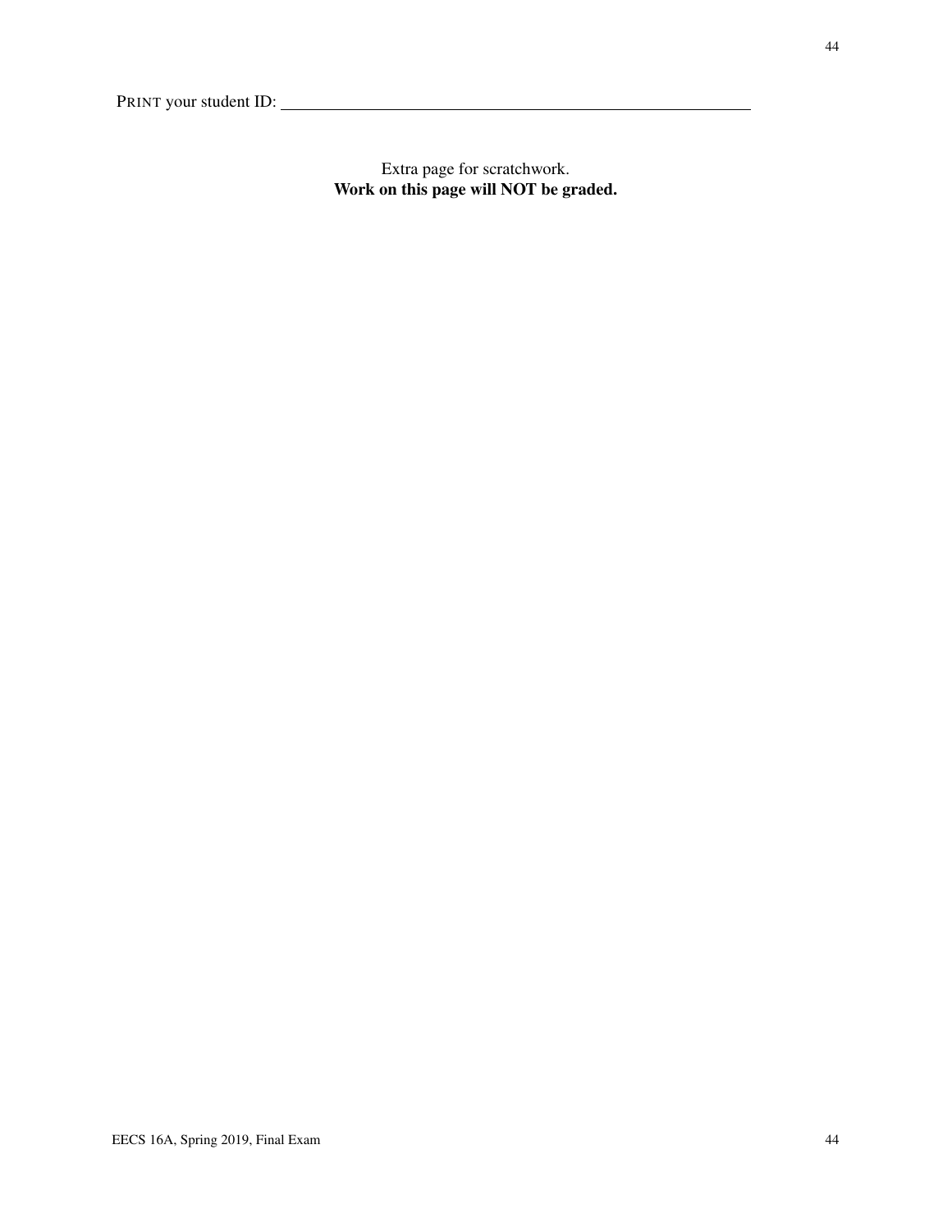PRINT your student ID: ___________________________________________

Extra page for scratchwork.
**Work on this page will NOT be graded.**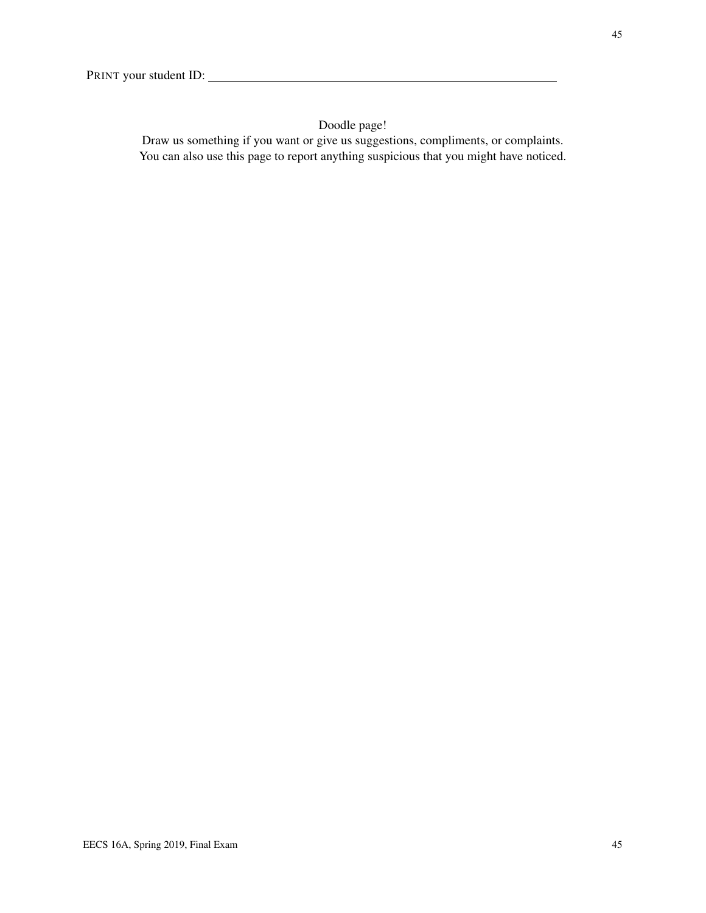PRINT your student ID: ______________________________

Doodle page!

Draw us something if you want or give us suggestions, compliments, or complaints.
You can also use this page to report anything suspicious that you might have noticed.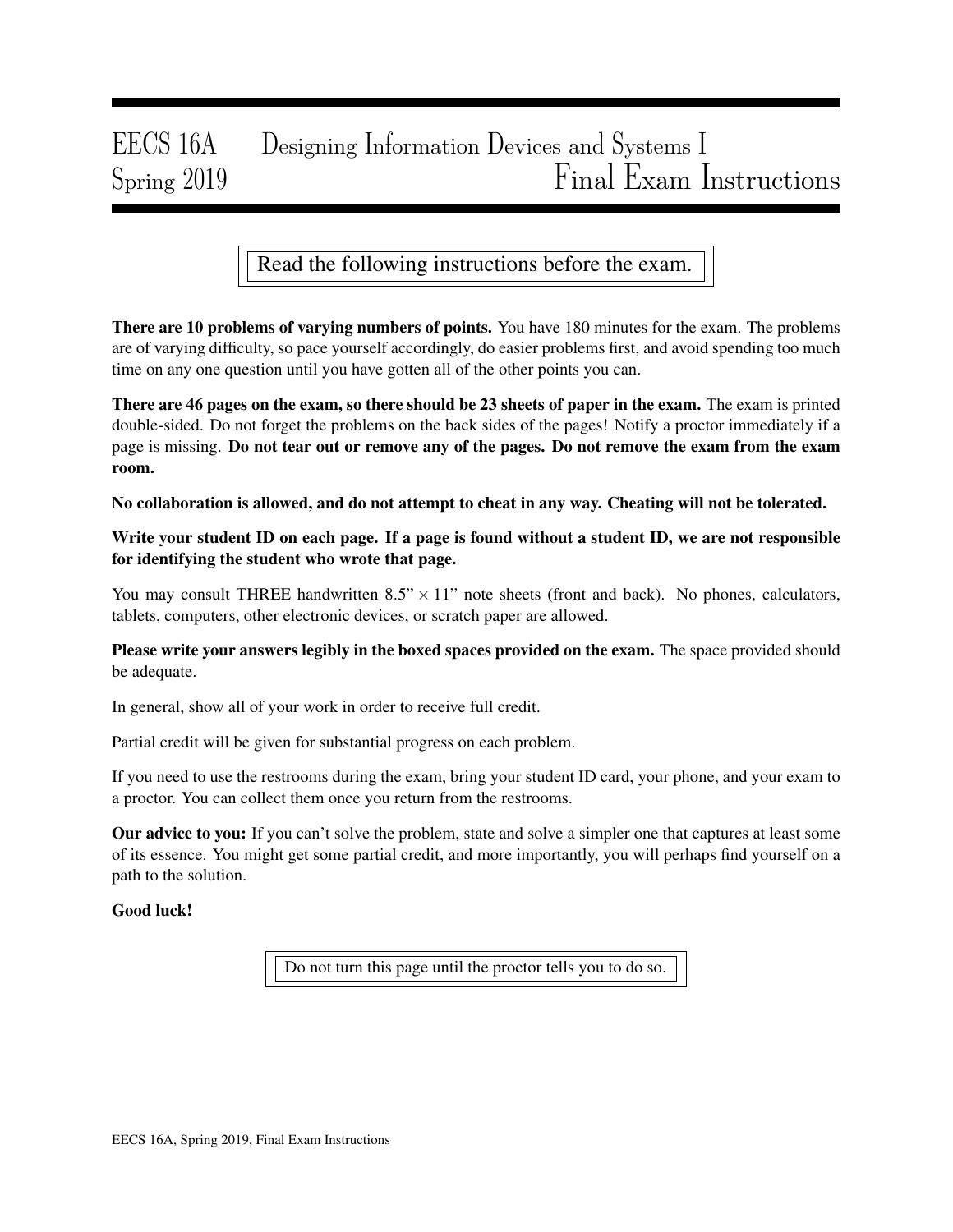# EECS 16A Designing Information Devices and Systems I
# Spring 2019 Final Exam Instructions

Read the following instructions before the exam.

**There are 10 problems of varying numbers of points.** You have 180 minutes for the exam. The problems are of varying difficulty, so pace yourself accordingly, do easier problems first, and avoid spending too much time on any one question until you have gotten all of the other points you can.

**There are 46 pages on the exam, so there should be 23 sheets of paper in the exam.** The exam is printed double-sided. Do not forget the problems on the back sides of the pages! Notify a proctor immediately if a page is missing. **Do not tear out or remove any of the pages. Do not remove the exam from the exam room.**

**No collaboration is allowed, and do not attempt to cheat in any way. Cheating will not be tolerated.**

**Write your student ID on each page. If a page is found without a student ID, we are not responsible for identifying the student who wrote that page.**

You may consult THREE handwritten 8.5" $\times$ 11" note sheets (front and back). No phones, calculators, tablets, computers, other electronic devices, or scratch paper are allowed.

**Please write your answers legibly in the boxed spaces provided on the exam.** The space provided should be adequate.

In general, show all of your work in order to receive full credit.

Partial credit will be given for substantial progress on each problem.

If you need to use the restrooms during the exam, bring your student ID card, your phone, and your exam to a proctor. You can collect them once you return from the restrooms.

**Our advice to you:** If you can't solve the problem, state and solve a simpler one that captures at least some of its essence. You might get some partial credit, and more importantly, you will perhaps find yourself on a path to the solution.

**Good luck!**

Do not turn this page until the proctor tells you to do so.